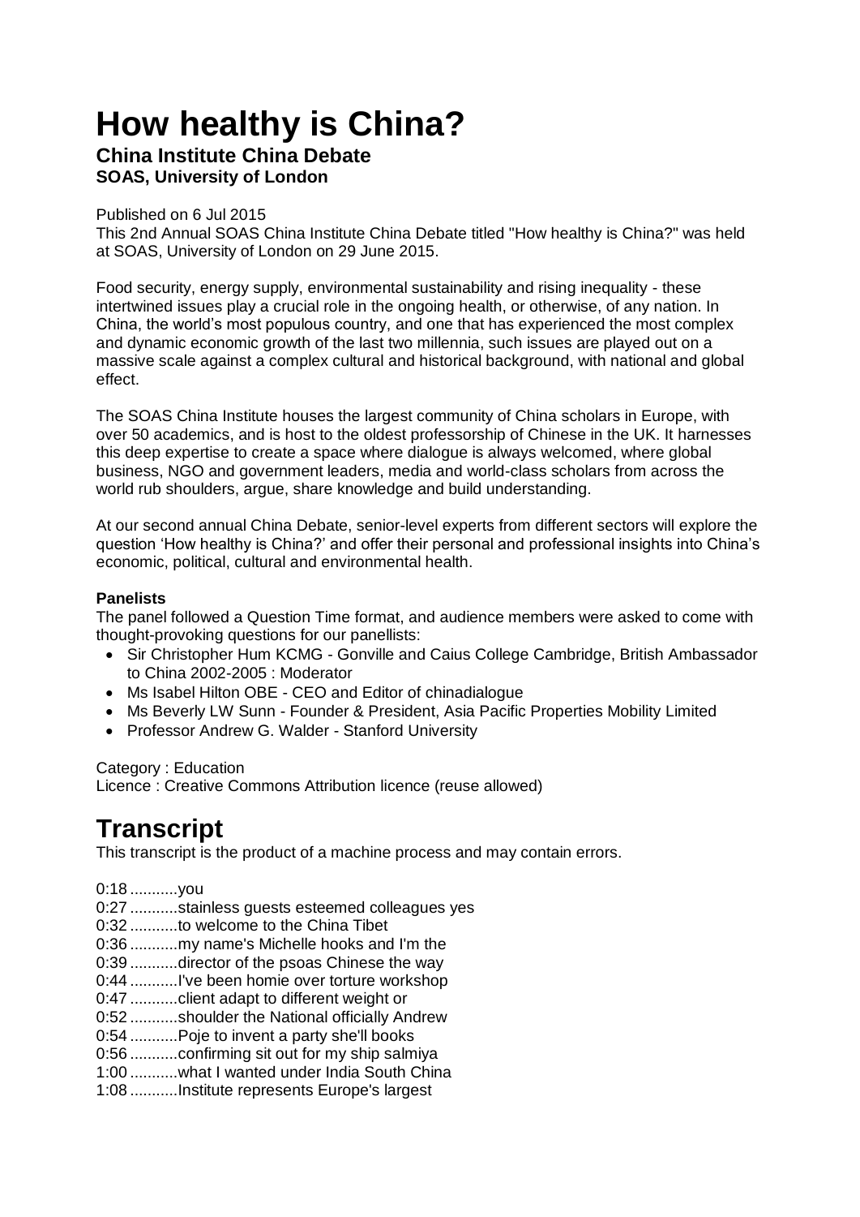# How healthy is China?

### China Institute China Debate
### SOAS, University of London

Published on 6 Jul 2015

This 2nd Annual SOAS China Institute China Debate titled "How healthy is China?" was held at SOAS, University of London on 29 June 2015.

Food security, energy supply, environmental sustainability and rising inequality - these intertwined issues play a crucial role in the ongoing health, or otherwise, of any nation. In China, the world's most populous country, and one that has experienced the most complex and dynamic economic growth of the last two millennia, such issues are played out on a massive scale against a complex cultural and historical background, with national and global effect.

The SOAS China Institute houses the largest community of China scholars in Europe, with over 50 academics, and is host to the oldest professorship of Chinese in the UK. It harnesses this deep expertise to create a space where dialogue is always welcomed, where global business, NGO and government leaders, media and world-class scholars from across the world rub shoulders, argue, share knowledge and build understanding.

At our second annual China Debate, senior-level experts from different sectors will explore the question 'How healthy is China?' and offer their personal and professional insights into China's economic, political, cultural and environmental health.

**Panelists**

The panel followed a Question Time format, and audience members were asked to come with thought-provoking questions for our panellists:

- Sir Christopher Hum KCMG - Gonville and Caius College Cambridge, British Ambassador to China 2002-2005 : Moderator
- Ms Isabel Hilton OBE - CEO and Editor of chinadialogue
- Ms Beverly LW Sunn - Founder & President, Asia Pacific Properties Mobility Limited
- Professor Andrew G. Walder - Stanford University

Category : Education

Licence : Creative Commons Attribution licence (reuse allowed)

# Transcript

This transcript is the product of a machine process and may contain errors.

0:18 ...........you

0:27 ...........stainless guests esteemed colleagues yes

0:32 ...........to welcome to the China Tibet

0:36 ...........my name's Michelle hooks and I'm the

0:39 ...........director of the psoas Chinese the way

0:44 ...........I've been homie over torture workshop

0:47 ...........client adapt to different weight or

0:52 ...........shoulder the National officially Andrew

0:54 ...........Poje to invent a party she'll books

0:56 ...........confirming sit out for my ship salmiya

1:00 ...........what I wanted under India South China

1:08 ...........Institute represents Europe's largest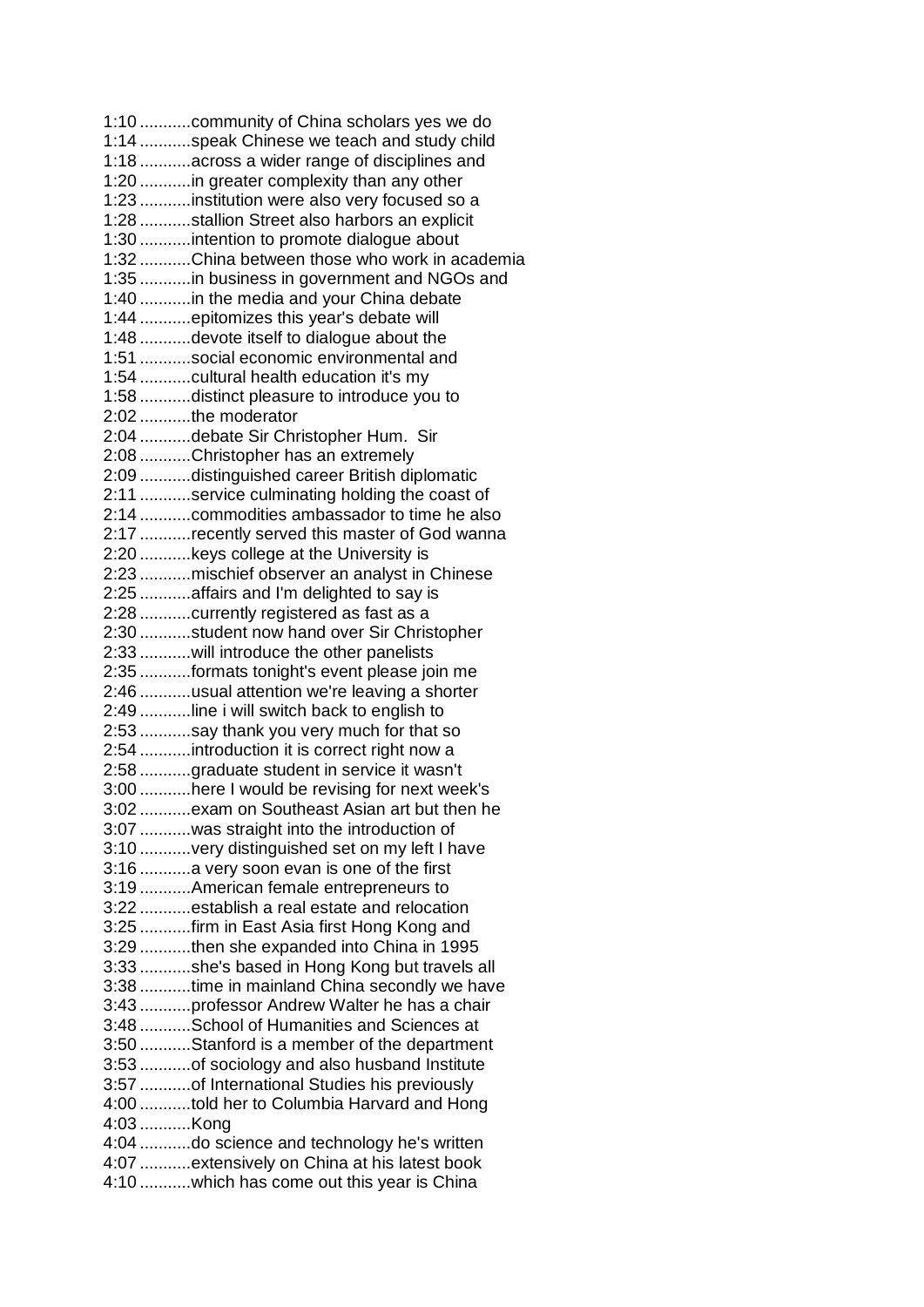1:10 ...........community of China scholars yes we do
1:14 ...........speak Chinese we teach and study child
1:18 ...........across a wider range of disciplines and
1:20 ...........in greater complexity than any other
1:23 ...........institution were also very focused so a
1:28 ...........stallion Street also harbors an explicit
1:30 ...........intention to promote dialogue about
1:32 ...........China between those who work in academia
1:35 ...........in business in government and NGOs and
1:40 ...........in the media and your China debate
1:44 ...........epitomizes this year's debate will
1:48 ...........devote itself to dialogue about the
1:51 ...........social economic environmental and
1:54 ...........cultural health education it's my
1:58 ...........distinct pleasure to introduce you to
2:02 ...........the moderator
2:04 ...........debate Sir Christopher Hum. Sir
2:08 ...........Christopher has an extremely
2:09 ...........distinguished career British diplomatic
2:11 ...........service culminating holding the coast of
2:14 ...........commodities ambassador to time he also
2:17 ...........recently served this master of God wanna
2:20 ...........keys college at the University is
2:23 ...........mischief observer an analyst in Chinese
2:25 ...........affairs and I'm delighted to say is
2:28 ...........currently registered as fast as a
2:30 ...........student now hand over Sir Christopher
2:33 ...........will introduce the other panelists
2:35 ...........formats tonight's event please join me
2:46 ...........usual attention we're leaving a shorter
2:49 ...........line i will switch back to english to
2:53 ...........say thank you very much for that so
2:54 ...........introduction it is correct right now a
2:58 ...........graduate student in service it wasn't
3:00 ...........here I would be revising for next week's
3:02 ...........exam on Southeast Asian art but then he
3:07 ...........was straight into the introduction of
3:10 ...........very distinguished set on my left I have
3:16 ...........a very soon evan is one of the first
3:19 ...........American female entrepreneurs to
3:22 ...........establish a real estate and relocation
3:25 ...........firm in East Asia first Hong Kong and
3:29 ...........then she expanded into China in 1995
3:33 ...........she's based in Hong Kong but travels all
3:38 ...........time in mainland China secondly we have
3:43 ...........professor Andrew Walter he has a chair
3:48 ...........School of Humanities and Sciences at
3:50 ...........Stanford is a member of the department
3:53 ...........of sociology and also husband Institute
3:57 ...........of International Studies his previously
4:00 ...........told her to Columbia Harvard and Hong
4:03 ...........Kong
4:04 ...........do science and technology he's written
4:07 ...........extensively on China at his latest book
4:10 ...........which has come out this year is China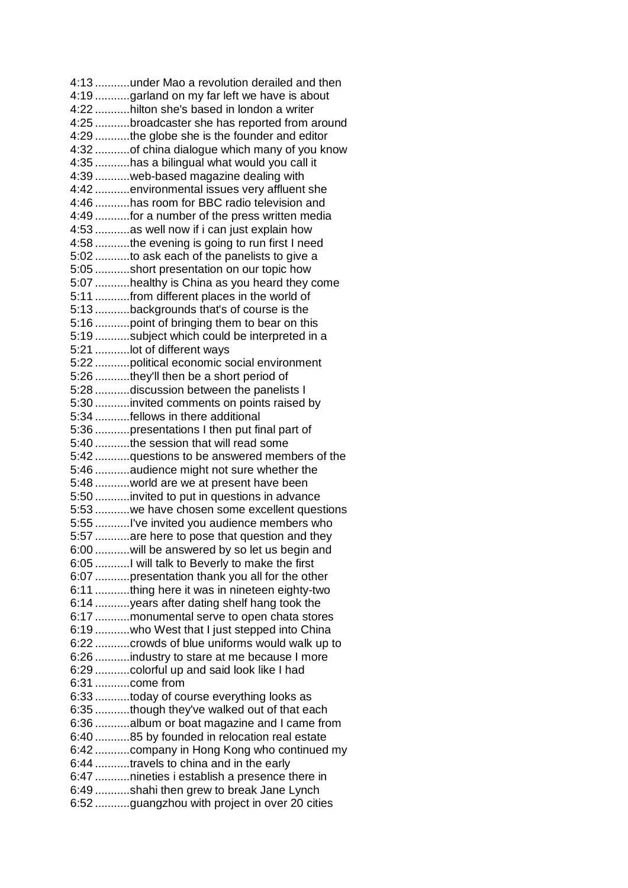4:13 ...........under Mao a revolution derailed and then
4:19 ...........garland on my far left we have is about
4:22 ...........hilton she's based in london a writer
4:25 ...........broadcaster she has reported from around
4:29 ...........the globe she is the founder and editor
4:32 ...........of china dialogue which many of you know
4:35 ...........has a bilingual what would you call it
4:39 ...........web-based magazine dealing with
4:42 ...........environmental issues very affluent she
4:46 ...........has room for BBC radio television and
4:49 ...........for a number of the press written media
4:53 ...........as well now if i can just explain how
4:58 ...........the evening is going to run first I need
5:02 ...........to ask each of the panelists to give a
5:05 ...........short presentation on our topic how
5:07 ...........healthy is China as you heard they come
5:11 ...........from different places in the world of
5:13 ...........backgrounds that's of course is the
5:16 ...........point of bringing them to bear on this
5:19 ...........subject which could be interpreted in a
5:21 ...........lot of different ways
5:22 ...........political economic social environment
5:26 ...........they'll then be a short period of
5:28 ...........discussion between the panelists I
5:30 ...........invited comments on points raised by
5:34 ...........fellows in there additional
5:36 ...........presentations I then put final part of
5:40 ...........the session that will read some
5:42 ...........questions to be answered members of the
5:46 ...........audience might not sure whether the
5:48 ...........world are we at present have been
5:50 ...........invited to put in questions in advance
5:53 ...........we have chosen some excellent questions
5:55 ...........I've invited you audience members who
5:57 ...........are here to pose that question and they
6:00 ...........will be answered by so let us begin and
6:05 ...........I will talk to Beverly to make the first
6:07 ...........presentation thank you all for the other
6:11 ...........thing here it was in nineteen eighty-two
6:14 ...........years after dating shelf hang took the
6:17 ...........monumental serve to open chata stores
6:19 ...........who West that I just stepped into China
6:22 ...........crowds of blue uniforms would walk up to
6:26 ...........industry to stare at me because I more
6:29 ...........colorful up and said look like I had
6:31 ...........come from
6:33 ...........today of course everything looks as
6:35 ...........though they've walked out of that each
6:36 ...........album or boat magazine and I came from
6:40 ...........85 by founded in relocation real estate
6:42 ...........company in Hong Kong who continued my
6:44 ...........travels to china and in the early
6:47 ...........nineties i establish a presence there in
6:49 ...........shahi then grew to break Jane Lynch
6:52 ...........guangzhou with project in over 20 cities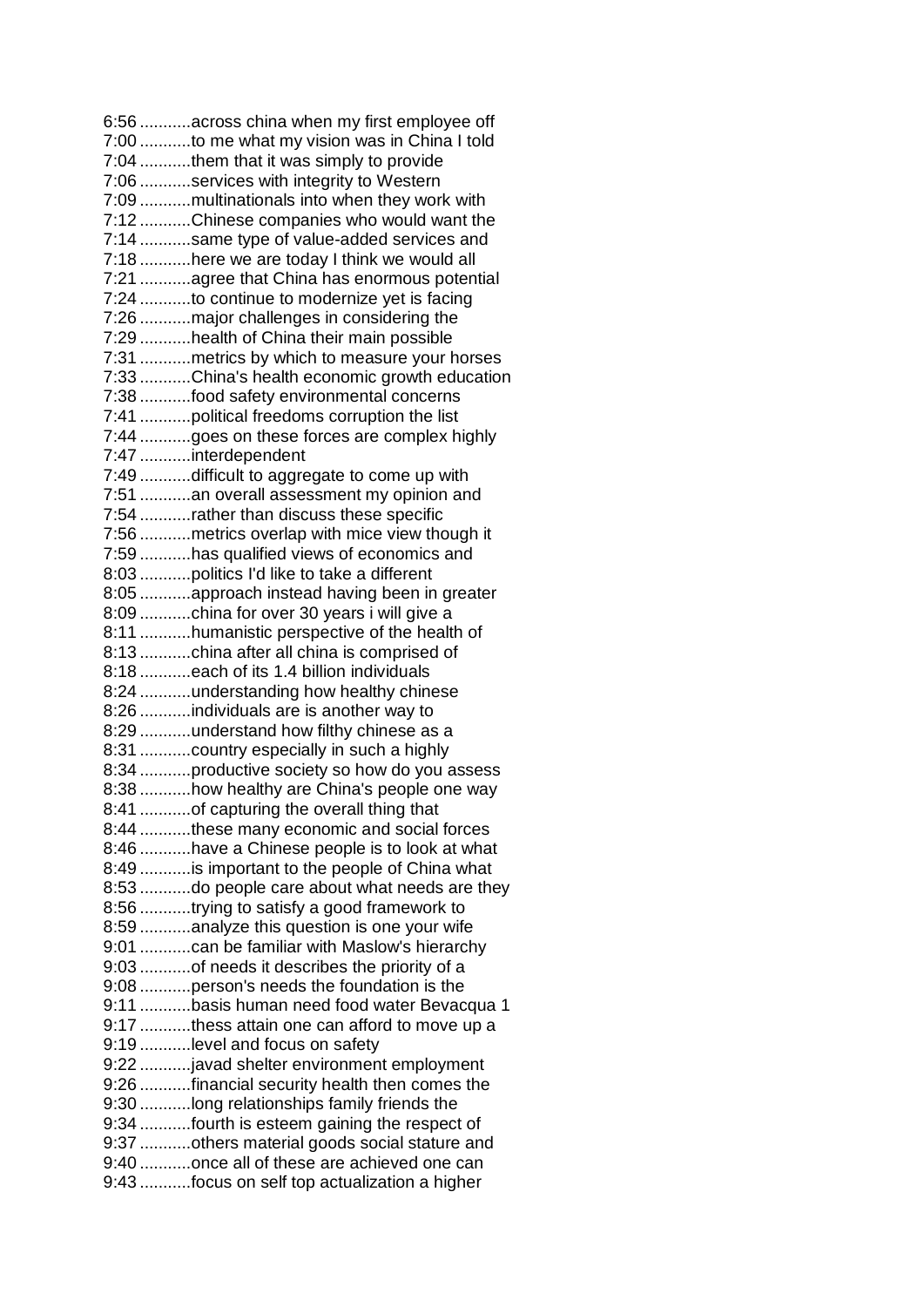6:56 ...........across china when my first employee off
7:00 ...........to me what my vision was in China I told
7:04 ...........them that it was simply to provide
7:06 ...........services with integrity to Western
7:09 ...........multinationals into when they work with
7:12 ...........Chinese companies who would want the
7:14 ...........same type of value-added services and
7:18 ...........here we are today I think we would all
7:21 ...........agree that China has enormous potential
7:24 ...........to continue to modernize yet is facing
7:26 ...........major challenges in considering the
7:29 ...........health of China their main possible
7:31 ...........metrics by which to measure your horses
7:33 ...........China's health economic growth education
7:38 ...........food safety environmental concerns
7:41 ...........political freedoms corruption the list
7:44 ...........goes on these forces are complex highly
7:47 ...........interdependent
7:49 ...........difficult to aggregate to come up with
7:51 ...........an overall assessment my opinion and
7:54 ...........rather than discuss these specific
7:56 ...........metrics overlap with mice view though it
7:59 ...........has qualified views of economics and
8:03 ...........politics I'd like to take a different
8:05 ...........approach instead having been in greater
8:09 ...........china for over 30 years i will give a
8:11 ...........humanistic perspective of the health of
8:13 ...........china after all china is comprised of
8:18 ...........each of its 1.4 billion individuals
8:24 ...........understanding how healthy chinese
8:26 ...........individuals are is another way to
8:29 ...........understand how filthy chinese as a
8:31 ...........country especially in such a highly
8:34 ...........productive society so how do you assess
8:38 ...........how healthy are China's people one way
8:41 ...........of capturing the overall thing that
8:44 ...........these many economic and social forces
8:46 ...........have a Chinese people is to look at what
8:49 ...........is important to the people of China what
8:53 ...........do people care about what needs are they
8:56 ...........trying to satisfy a good framework to
8:59 ...........analyze this question is one your wife
9:01 ...........can be familiar with Maslow's hierarchy
9:03 ...........of needs it describes the priority of a
9:08 ...........person's needs the foundation is the
9:11 ...........basis human need food water Bevacqua 1
9:17 ...........thess attain one can afford to move up a
9:19 ...........level and focus on safety
9:22 ...........javad shelter environment employment
9:26 ...........financial security health then comes the
9:30 ...........long relationships family friends the
9:34 ...........fourth is esteem gaining the respect of
9:37 ...........others material goods social stature and
9:40 ...........once all of these are achieved one can
9:43 ...........focus on self top actualization a higher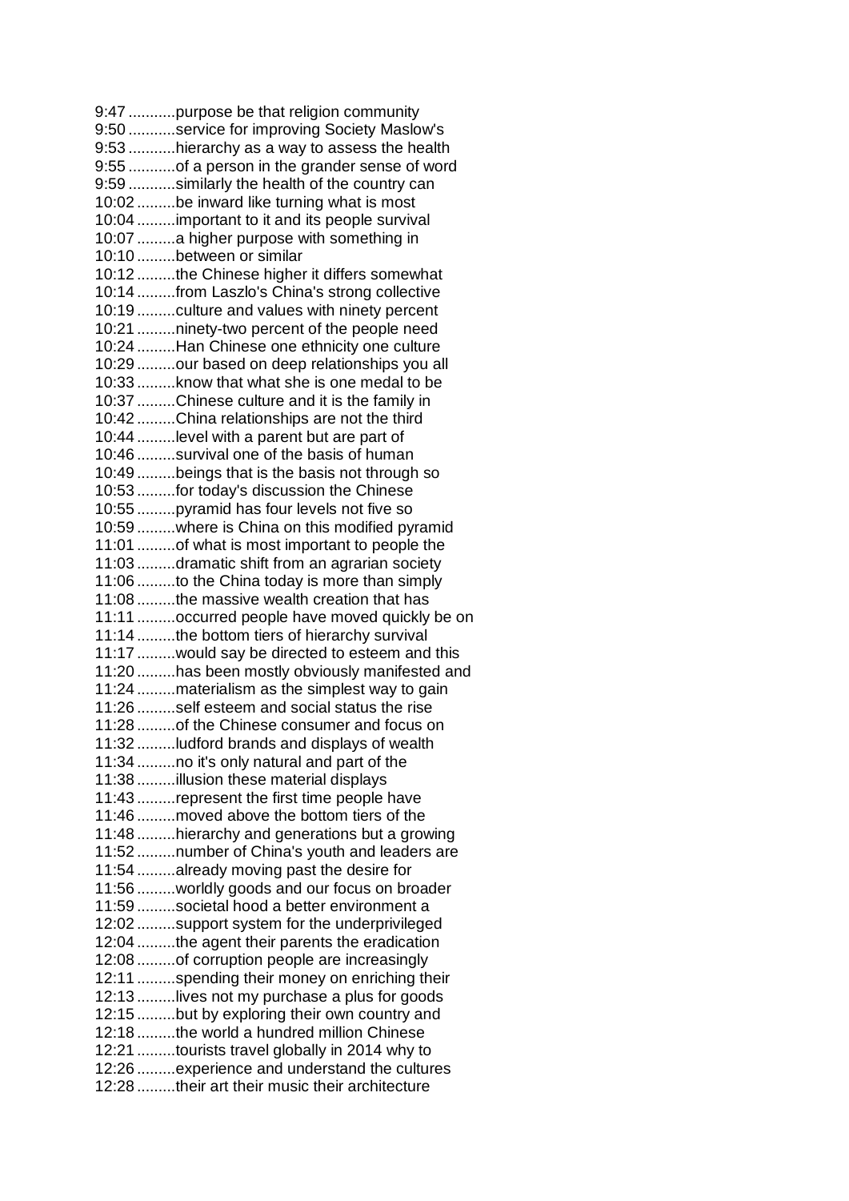9:47 ...........purpose be that religion community
9:50 ...........service for improving Society Maslow's
9:53 ...........hierarchy as a way to assess the health
9:55 ...........of a person in the grander sense of word
9:59 ...........similarly the health of the country can
10:02 .........be inward like turning what is most
10:04 .........important to it and its people survival
10:07 .........a higher purpose with something in
10:10 .........between or similar
10:12 .........the Chinese higher it differs somewhat
10:14 .........from Laszlo's China's strong collective
10:19 .........culture and values with ninety percent
10:21 .........ninety-two percent of the people need
10:24 .........Han Chinese one ethnicity one culture
10:29 .........our based on deep relationships you all
10:33 .........know that what she is one medal to be
10:37 .........Chinese culture and it is the family in
10:42 .........China relationships are not the third
10:44 .........level with a parent but are part of
10:46 .........survival one of the basis of human
10:49 .........beings that is the basis not through so
10:53 .........for today's discussion the Chinese
10:55 .........pyramid has four levels not five so
10:59 .........where is China on this modified pyramid
11:01 .........of what is most important to people the
11:03 .........dramatic shift from an agrarian society
11:06 .........to the China today is more than simply
11:08 .........the massive wealth creation that has
11:11 .........occurred people have moved quickly be on
11:14 .........the bottom tiers of hierarchy survival
11:17 .........would say be directed to esteem and this
11:20 .........has been mostly obviously manifested and
11:24 .........materialism as the simplest way to gain
11:26 .........self esteem and social status the rise
11:28 .........of the Chinese consumer and focus on
11:32 .........ludford brands and displays of wealth
11:34 .........no it's only natural and part of the
11:38 .........illusion these material displays
11:43 .........represent the first time people have
11:46 .........moved above the bottom tiers of the
11:48 .........hierarchy and generations but a growing
11:52 .........number of China's youth and leaders are
11:54 .........already moving past the desire for
11:56 .........worldly goods and our focus on broader
11:59 .........societal hood a better environment a
12:02 .........support system for the underprivileged
12:04 .........the agent their parents the eradication
12:08 .........of corruption people are increasingly
12:11 .........spending their money on enriching their
12:13 .........lives not my purchase a plus for goods
12:15 .........but by exploring their own country and
12:18 .........the world a hundred million Chinese
12:21 .........tourists travel globally in 2014 why to
12:26 .........experience and understand the cultures
12:28 .........their art their music their architecture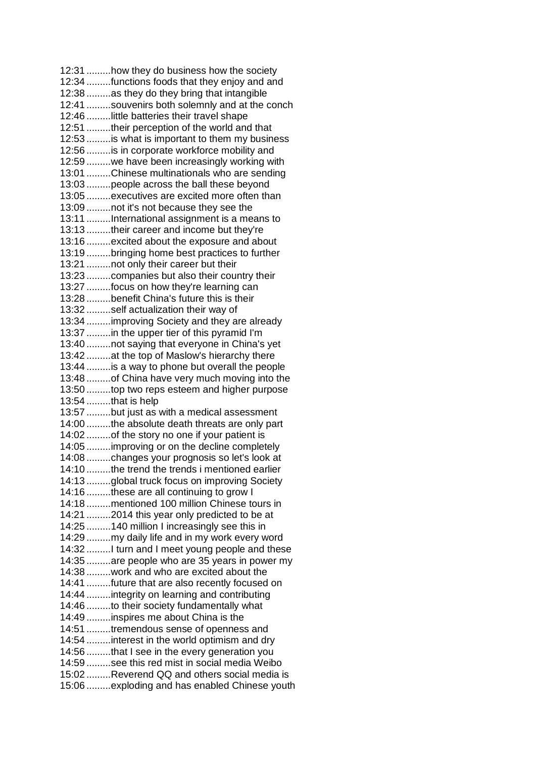12:31 .........how they do business how the society
12:34 .........functions foods that they enjoy and and
12:38 .........as they do they bring that intangible
12:41 .........souvenirs both solemnly and at the conch
12:46 .........little batteries their travel shape
12:51 .........their perception of the world and that
12:53 .........is what is important to them my business
12:56 .........is in corporate workforce mobility and
12:59 .........we have been increasingly working with
13:01 .........Chinese multinationals who are sending
13:03 .........people across the ball these beyond
13:05 .........executives are excited more often than
13:09 .........not it's not because they see the
13:11 .........International assignment is a means to
13:13 .........their career and income but they're
13:16 .........excited about the exposure and about
13:19 .........bringing home best practices to further
13:21 .........not only their career but their
13:23 .........companies but also their country their
13:27 .........focus on how they're learning can
13:28 .........benefit China's future this is their
13:32 .........self actualization their way of
13:34 .........improving Society and they are already
13:37 .........in the upper tier of this pyramid I'm
13:40 .........not saying that everyone in China's yet
13:42 .........at the top of Maslow's hierarchy there
13:44 .........is a way to phone but overall the people
13:48 .........of China have very much moving into the
13:50 .........top two reps esteem and higher purpose
13:54 .........that is help
13:57 .........but just as with a medical assessment
14:00 .........the absolute death threats are only part
14:02 .........of the story no one if your patient is
14:05 .........improving or on the decline completely
14:08 .........changes your prognosis so let's look at
14:10 .........the trend the trends i mentioned earlier
14:13 .........global truck focus on improving Society
14:16 .........these are all continuing to grow I
14:18 .........mentioned 100 million Chinese tours in
14:21 .........2014 this year only predicted to be at
14:25 .........140 million I increasingly see this in
14:29 .........my daily life and in my work every word
14:32 .........I turn and I meet young people and these
14:35 .........are people who are 35 years in power my
14:38 .........work and who are excited about the
14:41 .........future that are also recently focused on
14:44 .........integrity on learning and contributing
14:46 .........to their society fundamentally what
14:49 .........inspires me about China is the
14:51 .........tremendous sense of openness and
14:54 .........interest in the world optimism and dry
14:56 .........that I see in the every generation you
14:59 .........see this red mist in social media Weibo
15:02 .........Reverend QQ and others social media is
15:06 .........exploding and has enabled Chinese youth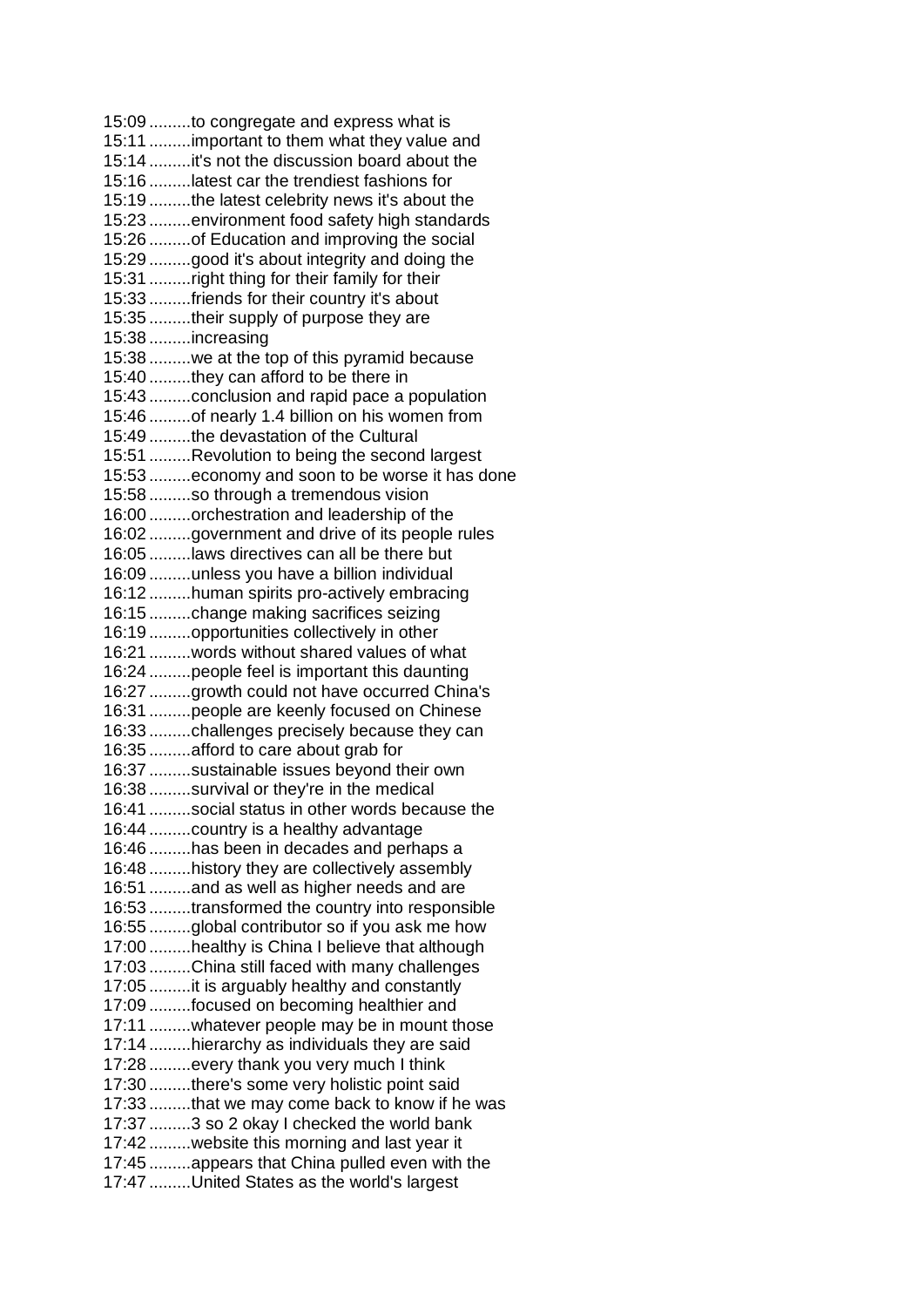15:09 .........to congregate and express what is
15:11 .........important to them what they value and
15:14 .........it's not the discussion board about the
15:16 .........latest car the trendiest fashions for
15:19 .........the latest celebrity news it's about the
15:23 .........environment food safety high standards
15:26 .........of Education and improving the social
15:29 .........good it's about integrity and doing the
15:31 .........right thing for their family for their
15:33 .........friends for their country it's about
15:35 .........their supply of purpose they are
15:38 .........increasing
15:38 .........we at the top of this pyramid because
15:40 .........they can afford to be there in
15:43 .........conclusion and rapid pace a population
15:46 .........of nearly 1.4 billion on his women from
15:49 .........the devastation of the Cultural
15:51 .........Revolution to being the second largest
15:53 .........economy and soon to be worse it has done
15:58 .........so through a tremendous vision
16:00 .........orchestration and leadership of the
16:02 .........government and drive of its people rules
16:05 .........laws directives can all be there but
16:09 .........unless you have a billion individual
16:12 .........human spirits pro-actively embracing
16:15 .........change making sacrifices seizing
16:19 .........opportunities collectively in other
16:21 .........words without shared values of what
16:24 .........people feel is important this daunting
16:27 .........growth could not have occurred China's
16:31 .........people are keenly focused on Chinese
16:33 .........challenges precisely because they can
16:35 .........afford to care about grab for
16:37 .........sustainable issues beyond their own
16:38 .........survival or they're in the medical
16:41 .........social status in other words because the
16:44 .........country is a healthy advantage
16:46 .........has been in decades and perhaps a
16:48 .........history they are collectively assembly
16:51 .........and as well as higher needs and are
16:53 .........transformed the country into responsible
16:55 .........global contributor so if you ask me how
17:00 .........healthy is China I believe that although
17:03 .........China still faced with many challenges
17:05 .........it is arguably healthy and constantly
17:09 .........focused on becoming healthier and
17:11 .........whatever people may be in mount those
17:14 .........hierarchy as individuals they are said
17:28 .........every thank you very much I think
17:30 .........there's some very holistic point said
17:33 .........that we may come back to know if he was
17:37 .........3 so 2 okay I checked the world bank
17:42 .........website this morning and last year it
17:45 .........appears that China pulled even with the
17:47 .........United States as the world's largest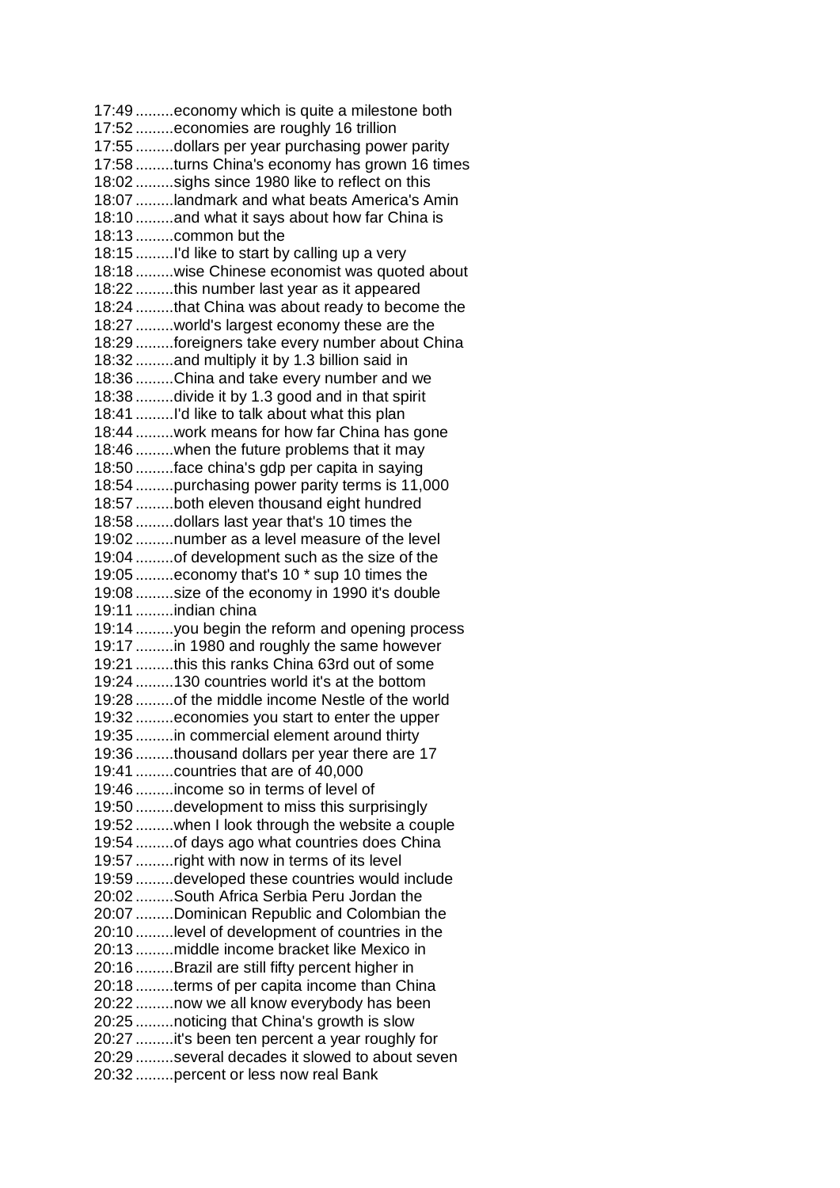17:49 .........economy which is quite a milestone both
17:52 .........economies are roughly 16 trillion
17:55 .........dollars per year purchasing power parity
17:58 .........turns China's economy has grown 16 times
18:02 .........sighs since 1980 like to reflect on this
18:07 .........landmark and what beats America's Amin
18:10 .........and what it says about how far China is
18:13 .........common but the
18:15 .........I'd like to start by calling up a very
18:18 .........wise Chinese economist was quoted about
18:22 .........this number last year as it appeared
18:24 .........that China was about ready to become the
18:27 .........world's largest economy these are the
18:29 .........foreigners take every number about China
18:32 .........and multiply it by 1.3 billion said in
18:36 .........China and take every number and we
18:38 .........divide it by 1.3 good and in that spirit
18:41 .........I'd like to talk about what this plan
18:44 .........work means for how far China has gone
18:46 .........when the future problems that it may
18:50 .........face china's gdp per capita in saying
18:54 .........purchasing power parity terms is 11,000
18:57 .........both eleven thousand eight hundred
18:58 .........dollars last year that's 10 times the
19:02 .........number as a level measure of the level
19:04 .........of development such as the size of the
19:05 .........economy that's 10 * sup 10 times the
19:08 .........size of the economy in 1990 it's double
19:11 .........indian china
19:14 .........you begin the reform and opening process
19:17 .........in 1980 and roughly the same however
19:21 .........this this ranks China 63rd out of some
19:24 .........130 countries world it's at the bottom
19:28 .........of the middle income Nestle of the world
19:32 .........economies you start to enter the upper
19:35 .........in commercial element around thirty
19:36 .........thousand dollars per year there are 17
19:41 .........countries that are of 40,000
19:46 .........income so in terms of level of
19:50 .........development to miss this surprisingly
19:52 .........when I look through the website a couple
19:54 .........of days ago what countries does China
19:57 .........right with now in terms of its level
19:59 .........developed these countries would include
20:02 .........South Africa Serbia Peru Jordan the
20:07 .........Dominican Republic and Colombian the
20:10 .........level of development of countries in the
20:13 .........middle income bracket like Mexico in
20:16 .........Brazil are still fifty percent higher in
20:18 .........terms of per capita income than China
20:22 .........now we all know everybody has been
20:25 .........noticing that China's growth is slow
20:27 .........it's been ten percent a year roughly for
20:29 .........several decades it slowed to about seven
20:32 .........percent or less now real Bank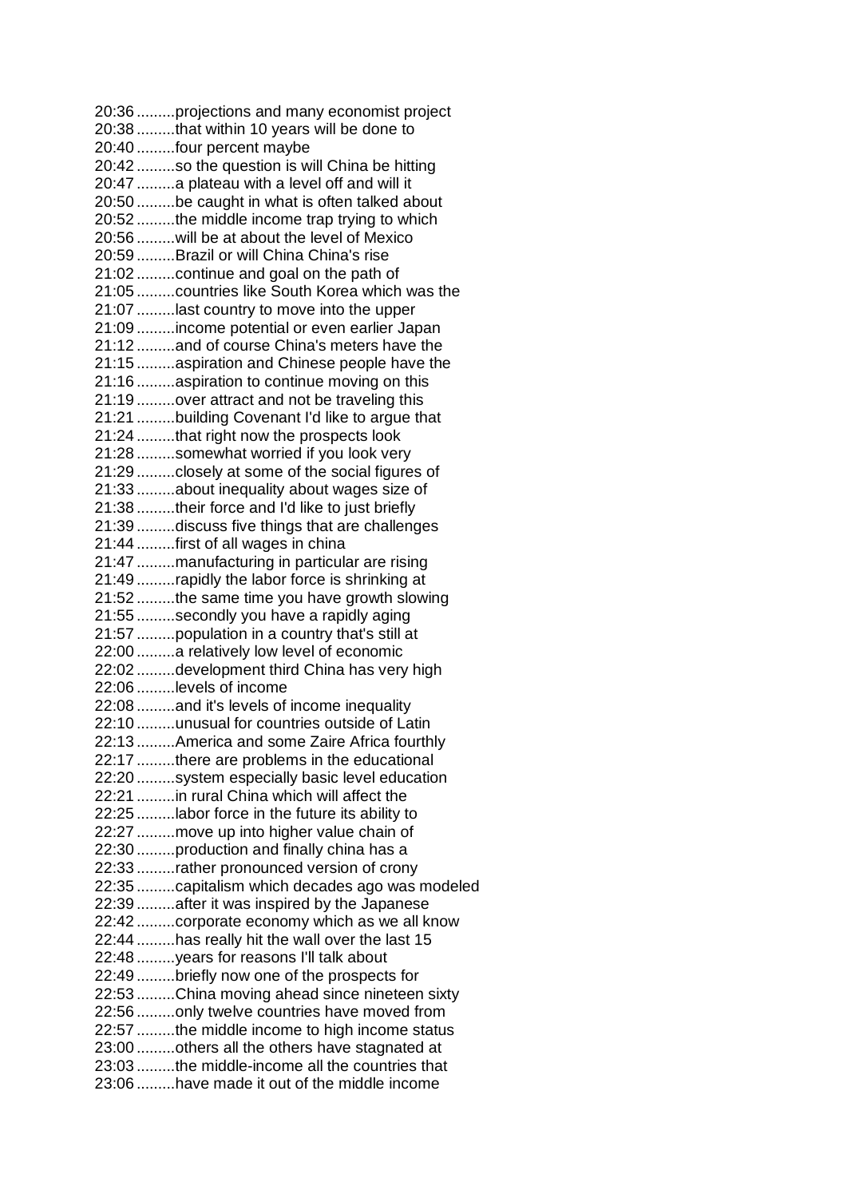20:36 .........projections and many economist project
20:38 .........that within 10 years will be done to
20:40 .........four percent maybe
20:42 .........so the question is will China be hitting
20:47 .........a plateau with a level off and will it
20:50 .........be caught in what is often talked about
20:52 .........the middle income trap trying to which
20:56 .........will be at about the level of Mexico
20:59 .........Brazil or will China China's rise
21:02 .........continue and goal on the path of
21:05 .........countries like South Korea which was the
21:07 .........last country to move into the upper
21:09 .........income potential or even earlier Japan
21:12 .........and of course China's meters have the
21:15 .........aspiration and Chinese people have the
21:16 .........aspiration to continue moving on this
21:19 .........over attract and not be traveling this
21:21 .........building Covenant I'd like to argue that
21:24 .........that right now the prospects look
21:28 .........somewhat worried if you look very
21:29 .........closely at some of the social figures of
21:33 .........about inequality about wages size of
21:38 .........their force and I'd like to just briefly
21:39 .........discuss five things that are challenges
21:44 .........first of all wages in china
21:47 .........manufacturing in particular are rising
21:49 .........rapidly the labor force is shrinking at
21:52 .........the same time you have growth slowing
21:55 .........secondly you have a rapidly aging
21:57 .........population in a country that's still at
22:00 .........a relatively low level of economic
22:02 .........development third China has very high
22:06 .........levels of income
22:08 .........and it's levels of income inequality
22:10 .........unusual for countries outside of Latin
22:13 .........America and some Zaire Africa fourthly
22:17 .........there are problems in the educational
22:20 .........system especially basic level education
22:21 .........in rural China which will affect the
22:25 .........labor force in the future its ability to
22:27 .........move up into higher value chain of
22:30 .........production and finally china has a
22:33 .........rather pronounced version of crony
22:35 .........capitalism which decades ago was modeled
22:39 .........after it was inspired by the Japanese
22:42 .........corporate economy which as we all know
22:44 .........has really hit the wall over the last 15
22:48 .........years for reasons I'll talk about
22:49 .........briefly now one of the prospects for
22:53 .........China moving ahead since nineteen sixty
22:56 .........only twelve countries have moved from
22:57 .........the middle income to high income status
23:00 .........others all the others have stagnated at
23:03 .........the middle-income all the countries that
23:06 .........have made it out of the middle income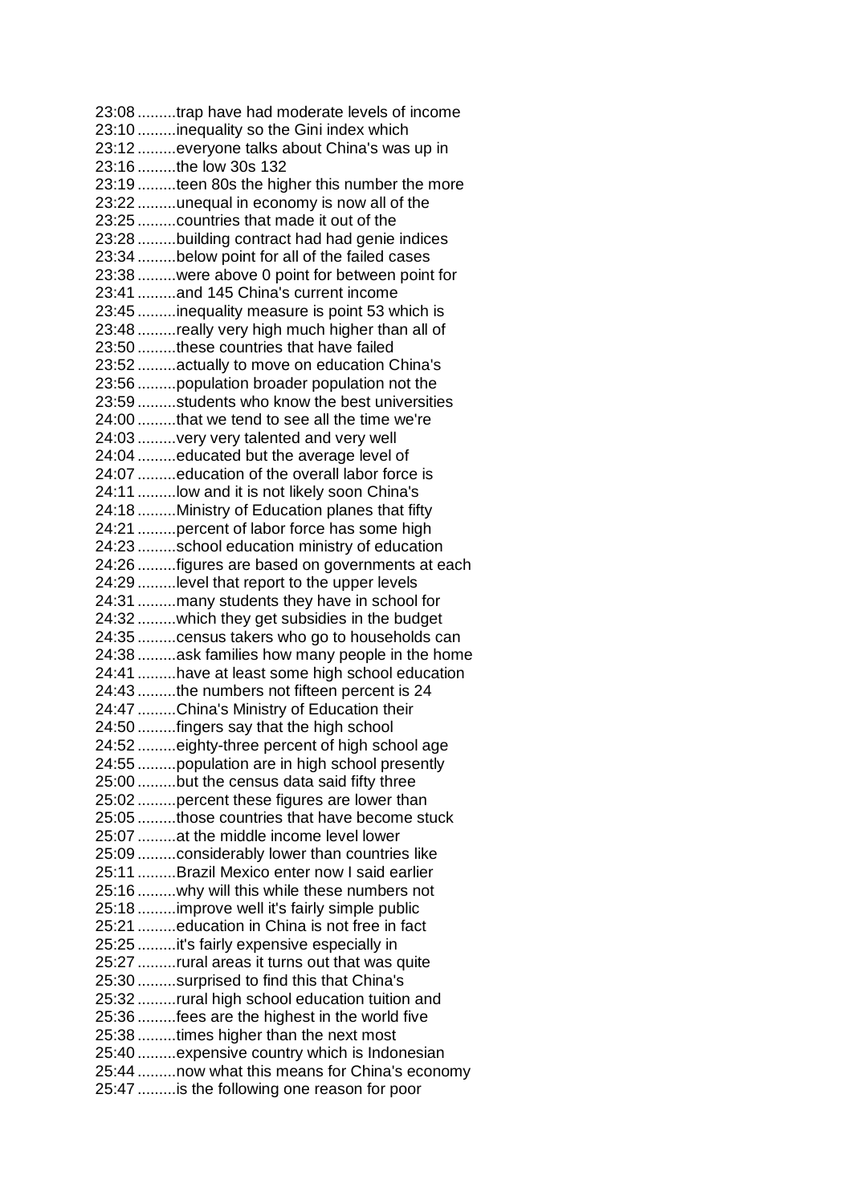23:08 .........trap have had moderate levels of income
23:10 .........inequality so the Gini index which
23:12 .........everyone talks about China's was up in
23:16 .........the low 30s 132
23:19 .........teen 80s the higher this number the more
23:22 .........unequal in economy is now all of the
23:25 .........countries that made it out of the
23:28 .........building contract had had genie indices
23:34 .........below point for all of the failed cases
23:38 .........were above 0 point for between point for
23:41 .........and 145 China's current income
23:45 .........inequality measure is point 53 which is
23:48 .........really very high much higher than all of
23:50 .........these countries that have failed
23:52 .........actually to move on education China's
23:56 .........population broader population not the
23:59 .........students who know the best universities
24:00 .........that we tend to see all the time we're
24:03 .........very very talented and very well
24:04 .........educated but the average level of
24:07 .........education of the overall labor force is
24:11 .........low and it is not likely soon China's
24:18 .........Ministry of Education planes that fifty
24:21 .........percent of labor force has some high
24:23 .........school education ministry of education
24:26 .........figures are based on governments at each
24:29 .........level that report to the upper levels
24:31 .........many students they have in school for
24:32 .........which they get subsidies in the budget
24:35 .........census takers who go to households can
24:38 .........ask families how many people in the home
24:41 .........have at least some high school education
24:43 .........the numbers not fifteen percent is 24
24:47 .........China's Ministry of Education their
24:50 .........fingers say that the high school
24:52 .........eighty-three percent of high school age
24:55 .........population are in high school presently
25:00 .........but the census data said fifty three
25:02 .........percent these figures are lower than
25:05 .........those countries that have become stuck
25:07 .........at the middle income level lower
25:09 .........considerably lower than countries like
25:11 .........Brazil Mexico enter now I said earlier
25:16 .........why will this while these numbers not
25:18 .........improve well it's fairly simple public
25:21 .........education in China is not free in fact
25:25 .........it's fairly expensive especially in
25:27 .........rural areas it turns out that was quite
25:30 .........surprised to find this that China's
25:32 .........rural high school education tuition and
25:36 .........fees are the highest in the world five
25:38 .........times higher than the next most
25:40 .........expensive country which is Indonesian
25:44 .........now what this means for China's economy
25:47 .........is the following one reason for poor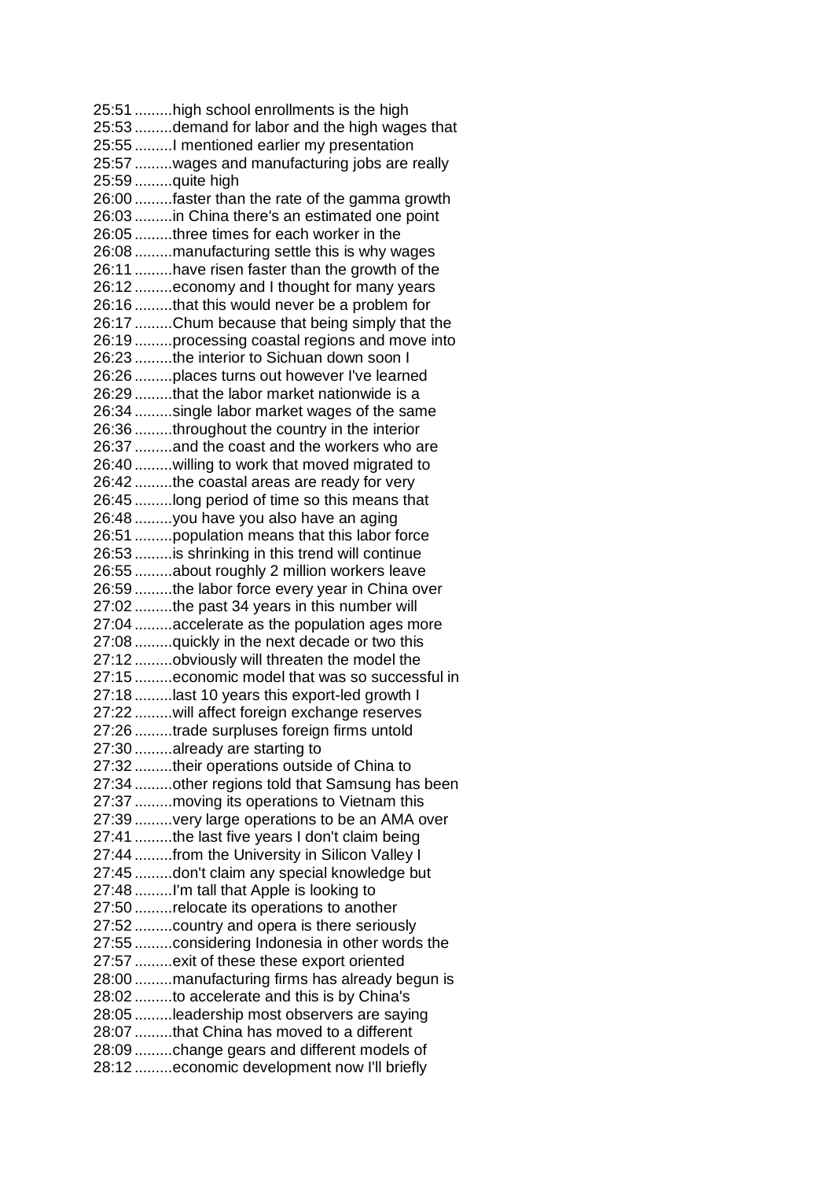25:51 .........high school enrollments is the high
25:53 .........demand for labor and the high wages that
25:55 .........I mentioned earlier my presentation
25:57 .........wages and manufacturing jobs are really
25:59 .........quite high
26:00 .........faster than the rate of the gamma growth
26:03 .........in China there's an estimated one point
26:05 .........three times for each worker in the
26:08 .........manufacturing settle this is why wages
26:11 .........have risen faster than the growth of the
26:12 .........economy and I thought for many years
26:16 .........that this would never be a problem for
26:17 .........Chum because that being simply that the
26:19 .........processing coastal regions and move into
26:23 .........the interior to Sichuan down soon I
26:26 .........places turns out however I've learned
26:29 .........that the labor market nationwide is a
26:34 .........single labor market wages of the same
26:36 .........throughout the country in the interior
26:37 .........and the coast and the workers who are
26:40 .........willing to work that moved migrated to
26:42 .........the coastal areas are ready for very
26:45 .........long period of time so this means that
26:48 .........you have you also have an aging
26:51 .........population means that this labor force
26:53 .........is shrinking in this trend will continue
26:55 .........about roughly 2 million workers leave
26:59 .........the labor force every year in China over
27:02 .........the past 34 years in this number will
27:04 .........accelerate as the population ages more
27:08 .........quickly in the next decade or two this
27:12 .........obviously will threaten the model the
27:15 .........economic model that was so successful in
27:18 .........last 10 years this export-led growth I
27:22 .........will affect foreign exchange reserves
27:26 .........trade surpluses foreign firms untold
27:30 .........already are starting to
27:32 .........their operations outside of China to
27:34 .........other regions told that Samsung has been
27:37 .........moving its operations to Vietnam this
27:39 .........very large operations to be an AMA over
27:41 .........the last five years I don't claim being
27:44 .........from the University in Silicon Valley I
27:45 .........don't claim any special knowledge but
27:48 .........I'm tall that Apple is looking to
27:50 .........relocate its operations to another
27:52 .........country and opera is there seriously
27:55 .........considering Indonesia in other words the
27:57 .........exit of these these export oriented
28:00 .........manufacturing firms has already begun is
28:02 .........to accelerate and this is by China's
28:05 .........leadership most observers are saying
28:07 .........that China has moved to a different
28:09 .........change gears and different models of
28:12 .........economic development now I'll briefly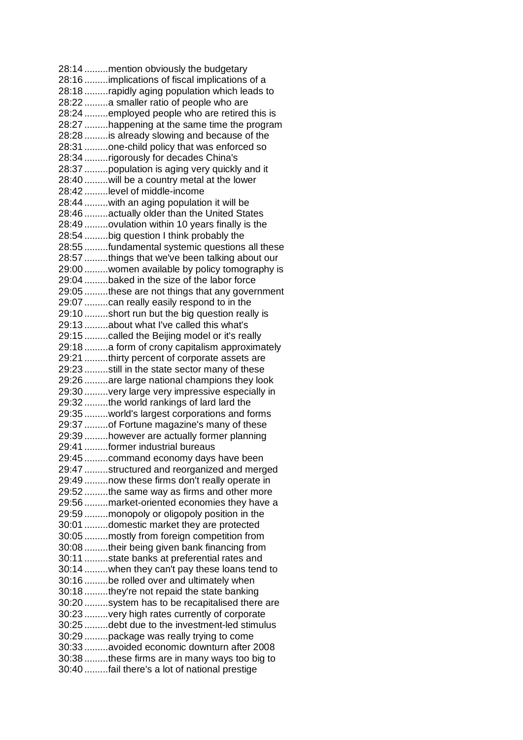28:14 .........mention obviously the budgetary
28:16 .........implications of fiscal implications of a
28:18 .........rapidly aging population which leads to
28:22 .........a smaller ratio of people who are
28:24 .........employed people who are retired this is
28:27 .........happening at the same time the program
28:28 .........is already slowing and because of the
28:31 .........one-child policy that was enforced so
28:34 .........rigorously for decades China's
28:37 .........population is aging very quickly and it
28:40 .........will be a country metal at the lower
28:42 .........level of middle-income
28:44 .........with an aging population it will be
28:46 .........actually older than the United States
28:49 .........ovulation within 10 years finally is the
28:54 .........big question I think probably the
28:55 .........fundamental systemic questions all these
28:57 .........things that we've been talking about our
29:00 .........women available by policy tomography is
29:04 .........baked in the size of the labor force
29:05 .........these are not things that any government
29:07 .........can really easily respond to in the
29:10 .........short run but the big question really is
29:13 .........about what I've called this what's
29:15 .........called the Beijing model or it's really
29:18 .........a form of crony capitalism approximately
29:21 .........thirty percent of corporate assets are
29:23 .........still in the state sector many of these
29:26 .........are large national champions they look
29:30 .........very large very impressive especially in
29:32 .........the world rankings of lard lard the
29:35 .........world's largest corporations and forms
29:37 .........of Fortune magazine's many of these
29:39 .........however are actually former planning
29:41 .........former industrial bureaus
29:45 .........command economy days have been
29:47 .........structured and reorganized and merged
29:49 .........now these firms don't really operate in
29:52 .........the same way as firms and other more
29:56 .........market-oriented economies they have a
29:59 .........monopoly or oligopoly position in the
30:01 .........domestic market they are protected
30:05 .........mostly from foreign competition from
30:08 .........their being given bank financing from
30:11 .........state banks at preferential rates and
30:14 .........when they can't pay these loans tend to
30:16 .........be rolled over and ultimately when
30:18 .........they're not repaid the state banking
30:20 .........system has to be recapitalised there are
30:23 .........very high rates currently of corporate
30:25 .........debt due to the investment-led stimulus
30:29 .........package was really trying to come
30:33 .........avoided economic downturn after 2008
30:38 .........these firms are in many ways too big to
30:40 .........fail there's a lot of national prestige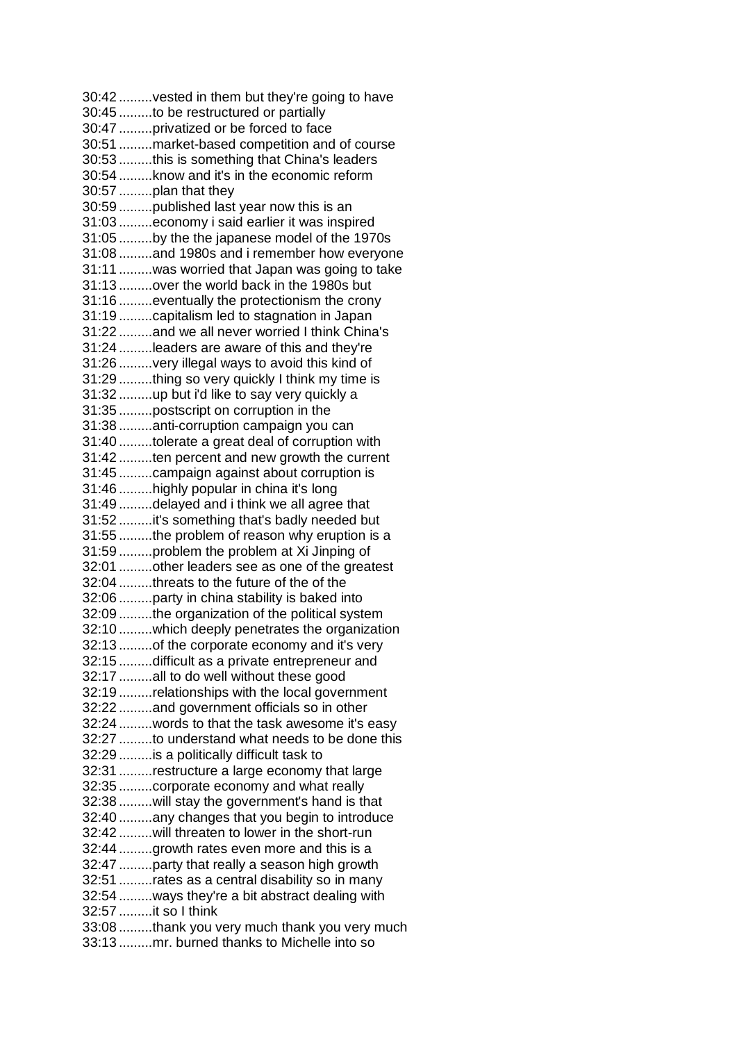30:42 .........vested in them but they're going to have
30:45 .........to be restructured or partially
30:47 .........privatized or be forced to face
30:51 .........market-based competition and of course
30:53 .........this is something that China's leaders
30:54 .........know and it's in the economic reform
30:57 .........plan that they
30:59 .........published last year now this is an
31:03 .........economy i said earlier it was inspired
31:05 .........by the the japanese model of the 1970s
31:08 .........and 1980s and i remember how everyone
31:11 .........was worried that Japan was going to take
31:13 .........over the world back in the 1980s but
31:16 .........eventually the protectionism the crony
31:19 .........capitalism led to stagnation in Japan
31:22 .........and we all never worried I think China's
31:24 .........leaders are aware of this and they're
31:26 .........very illegal ways to avoid this kind of
31:29 .........thing so very quickly I think my time is
31:32 .........up but i'd like to say very quickly a
31:35 .........postscript on corruption in the
31:38 .........anti-corruption campaign you can
31:40 .........tolerate a great deal of corruption with
31:42 .........ten percent and new growth the current
31:45 .........campaign against about corruption is
31:46 .........highly popular in china it's long
31:49 .........delayed and i think we all agree that
31:52 .........it's something that's badly needed but
31:55 .........the problem of reason why eruption is a
31:59 .........problem the problem at Xi Jinping of
32:01 .........other leaders see as one of the greatest
32:04 .........threats to the future of the of the
32:06 .........party in china stability is baked into
32:09 .........the organization of the political system
32:10 .........which deeply penetrates the organization
32:13 .........of the corporate economy and it's very
32:15 .........difficult as a private entrepreneur and
32:17 .........all to do well without these good
32:19 .........relationships with the local government
32:22 .........and government officials so in other
32:24 .........words to that the task awesome it's easy
32:27 .........to understand what needs to be done this
32:29 .........is a politically difficult task to
32:31 .........restructure a large economy that large
32:35 .........corporate economy and what really
32:38 .........will stay the government's hand is that
32:40 .........any changes that you begin to introduce
32:42 .........will threaten to lower in the short-run
32:44 .........growth rates even more and this is a
32:47 .........party that really a season high growth
32:51 .........rates as a central disability so in many
32:54 .........ways they're a bit abstract dealing with
32:57 .........it so I think
33:08 .........thank you very much thank you very much
33:13 .........mr. burned thanks to Michelle into so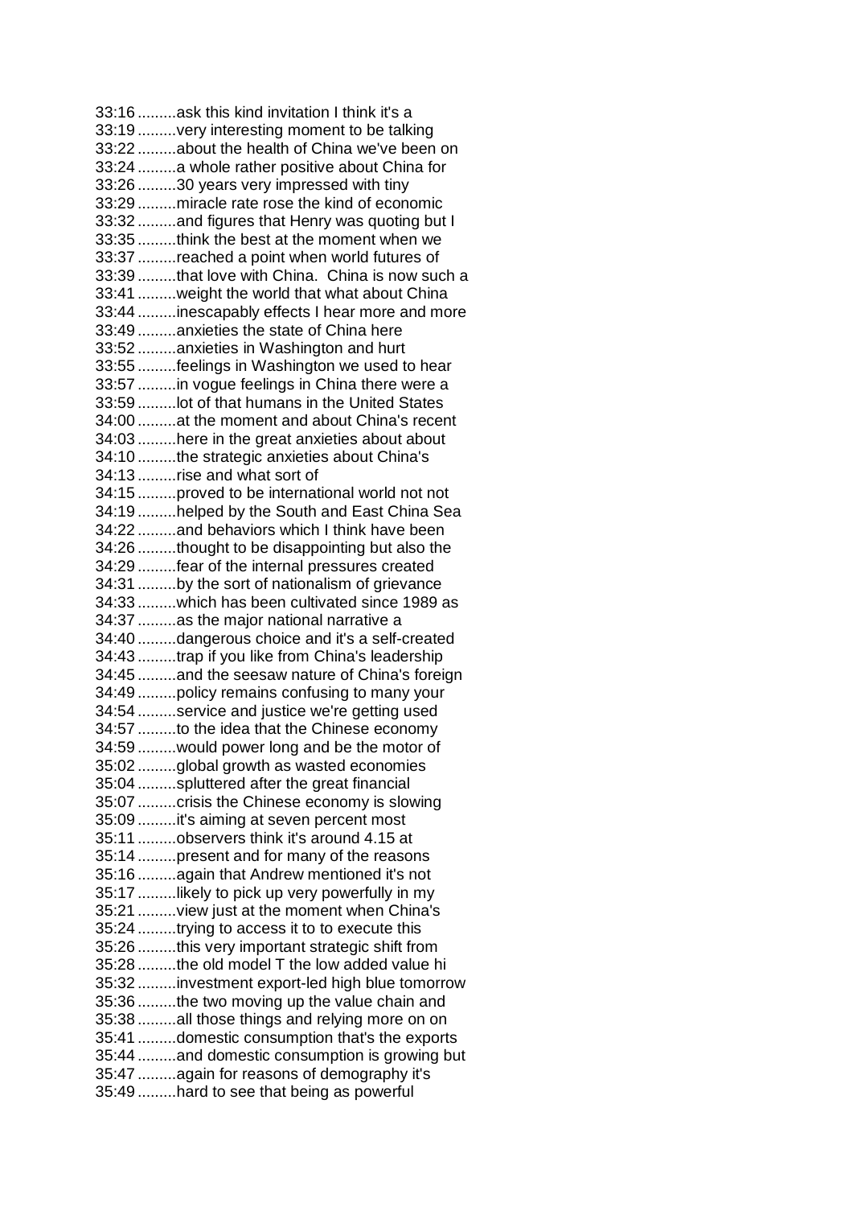33:16 .........ask this kind invitation I think it's a
33:19 .........very interesting moment to be talking
33:22 .........about the health of China we've been on
33:24 .........a whole rather positive about China for
33:26 .........30 years very impressed with tiny
33:29 .........miracle rate rose the kind of economic
33:32 .........and figures that Henry was quoting but I
33:35 .........think the best at the moment when we
33:37 .........reached a point when world futures of
33:39 .........that love with China. China is now such a
33:41 .........weight the world that what about China
33:44 .........inescapably effects I hear more and more
33:49 .........anxieties the state of China here
33:52 .........anxieties in Washington and hurt
33:55 .........feelings in Washington we used to hear
33:57 .........in vogue feelings in China there were a
33:59 .........lot of that humans in the United States
34:00 .........at the moment and about China's recent
34:03 .........here in the great anxieties about about
34:10 .........the strategic anxieties about China's
34:13 .........rise and what sort of
34:15 .........proved to be international world not not
34:19 .........helped by the South and East China Sea
34:22 .........and behaviors which I think have been
34:26 .........thought to be disappointing but also the
34:29 .........fear of the internal pressures created
34:31 .........by the sort of nationalism of grievance
34:33 .........which has been cultivated since 1989 as
34:37 .........as the major national narrative a
34:40 .........dangerous choice and it's a self-created
34:43 .........trap if you like from China's leadership
34:45 .........and the seesaw nature of China's foreign
34:49 .........policy remains confusing to many your
34:54 .........service and justice we're getting used
34:57 .........to the idea that the Chinese economy
34:59 .........would power long and be the motor of
35:02 .........global growth as wasted economies
35:04 .........spluttered after the great financial
35:07 .........crisis the Chinese economy is slowing
35:09 .........it's aiming at seven percent most
35:11 .........observers think it's around 4.15 at
35:14 .........present and for many of the reasons
35:16 .........again that Andrew mentioned it's not
35:17 .........likely to pick up very powerfully in my
35:21 .........view just at the moment when China's
35:24 .........trying to access it to to execute this
35:26 .........this very important strategic shift from
35:28 .........the old model T the low added value hi
35:32 .........investment export-led high blue tomorrow
35:36 .........the two moving up the value chain and
35:38 .........all those things and relying more on on
35:41 .........domestic consumption that's the exports
35:44 .........and domestic consumption is growing but
35:47 .........again for reasons of demography it's
35:49 .........hard to see that being as powerful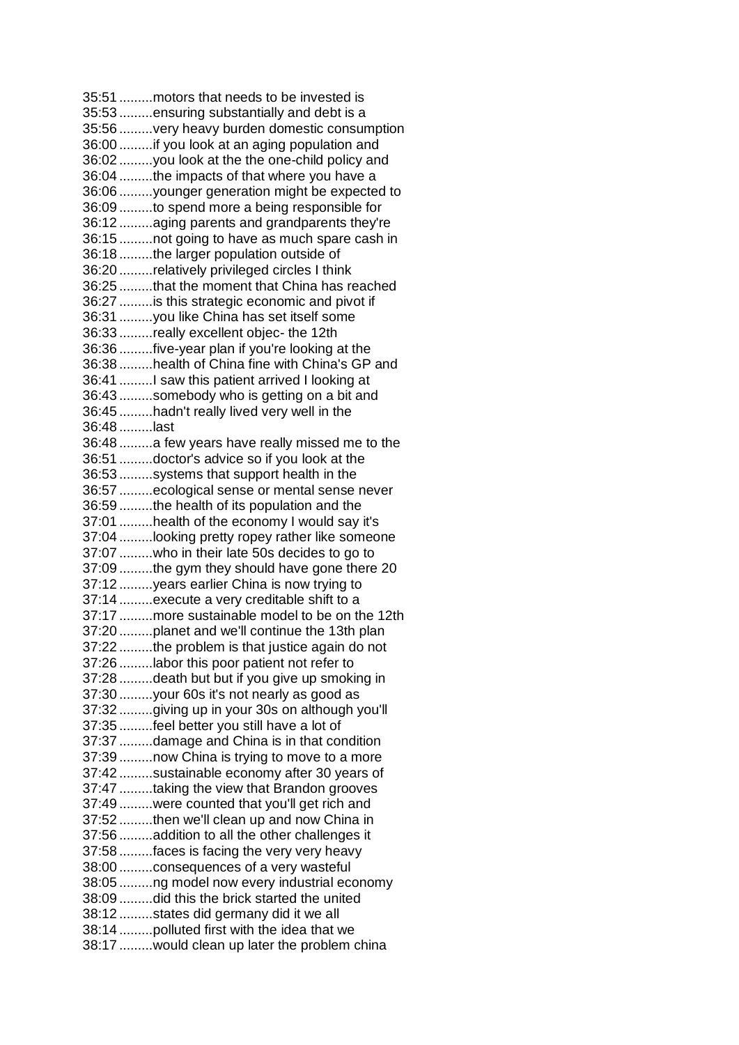35:51 .........motors that needs to be invested is
35:53 .........ensuring substantially and debt is a
35:56 .........very heavy burden domestic consumption
36:00 .........if you look at an aging population and
36:02 .........you look at the the one-child policy and
36:04 .........the impacts of that where you have a
36:06 .........younger generation might be expected to
36:09 .........to spend more a being responsible for
36:12 .........aging parents and grandparents they're
36:15 .........not going to have as much spare cash in
36:18 .........the larger population outside of
36:20 .........relatively privileged circles I think
36:25 .........that the moment that China has reached
36:27 .........is this strategic economic and pivot if
36:31 .........you like China has set itself some
36:33 .........really excellent objec- the 12th
36:36 .........five-year plan if you're looking at the
36:38 .........health of China fine with China's GP and
36:41 .........I saw this patient arrived I looking at
36:43 .........somebody who is getting on a bit and
36:45 .........hadn't really lived very well in the
36:48 .........last
36:48 .........a few years have really missed me to the
36:51 .........doctor's advice so if you look at the
36:53 .........systems that support health in the
36:57 .........ecological sense or mental sense never
36:59 .........the health of its population and the
37:01 .........health of the economy I would say it's
37:04 .........looking pretty ropey rather like someone
37:07 .........who in their late 50s decides to go to
37:09 .........the gym they should have gone there 20
37:12 .........years earlier China is now trying to
37:14 .........execute a very creditable shift to a
37:17 .........more sustainable model to be on the 12th
37:20 .........planet and we'll continue the 13th plan
37:22 .........the problem is that justice again do not
37:26 .........labor this poor patient not refer to
37:28 .........death but but if you give up smoking in
37:30 .........your 60s it's not nearly as good as
37:32 .........giving up in your 30s on although you'll
37:35 .........feel better you still have a lot of
37:37 .........damage and China is in that condition
37:39 .........now China is trying to move to a more
37:42 .........sustainable economy after 30 years of
37:47 .........taking the view that Brandon grooves
37:49 .........were counted that you'll get rich and
37:52 .........then we'll clean up and now China in
37:56 .........addition to all the other challenges it
37:58 .........faces is facing the very very heavy
38:00 .........consequences of a very wasteful
38:05 .........ng model now every industrial economy
38:09 .........did this the brick started the united
38:12 .........states did germany did it we all
38:14 .........polluted first with the idea that we
38:17 .........would clean up later the problem china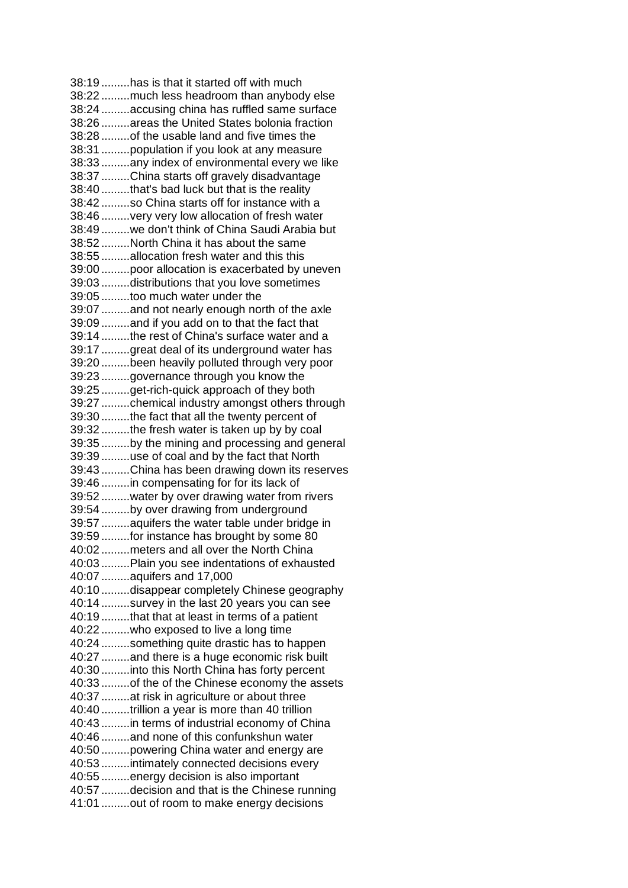38:19 .........has is that it started off with much
38:22 .........much less headroom than anybody else
38:24 .........accusing china has ruffled same surface
38:26 .........areas the United States bolonia fraction
38:28 .........of the usable land and five times the
38:31 .........population if you look at any measure
38:33 .........any index of environmental every we like
38:37 .........China starts off gravely disadvantage
38:40 .........that's bad luck but that is the reality
38:42 .........so China starts off for instance with a
38:46 .........very very low allocation of fresh water
38:49 .........we don't think of China Saudi Arabia but
38:52 .........North China it has about the same
38:55 .........allocation fresh water and this this
39:00 .........poor allocation is exacerbated by uneven
39:03 .........distributions that you love sometimes
39:05 .........too much water under the
39:07 .........and not nearly enough north of the axle
39:09 .........and if you add on to that the fact that
39:14 .........the rest of China's surface water and a
39:17 .........great deal of its underground water has
39:20 .........been heavily polluted through very poor
39:23 .........governance through you know the
39:25 .........get-rich-quick approach of they both
39:27 .........chemical industry amongst others through
39:30 .........the fact that all the twenty percent of
39:32 .........the fresh water is taken up by by coal
39:35 .........by the mining and processing and general
39:39 .........use of coal and by the fact that North
39:43 .........China has been drawing down its reserves
39:46 .........in compensating for for its lack of
39:52 .........water by over drawing water from rivers
39:54 .........by over drawing from underground
39:57 .........aquifers the water table under bridge in
39:59 .........for instance has brought by some 80
40:02 .........meters and all over the North China
40:03 .........Plain you see indentations of exhausted
40:07 .........aquifers and 17,000
40:10 .........disappear completely Chinese geography
40:14 .........survey in the last 20 years you can see
40:19 .........that that at least in terms of a patient
40:22 .........who exposed to live a long time
40:24 .........something quite drastic has to happen
40:27 .........and there is a huge economic risk built
40:30 .........into this North China has forty percent
40:33 .........of the of the Chinese economy the assets
40:37 .........at risk in agriculture or about three
40:40 .........trillion a year is more than 40 trillion
40:43 .........in terms of industrial economy of China
40:46 .........and none of this confunkshun water
40:50 .........powering China water and energy are
40:53 .........intimately connected decisions every
40:55 .........energy decision is also important
40:57 .........decision and that is the Chinese running
41:01 .........out of room to make energy decisions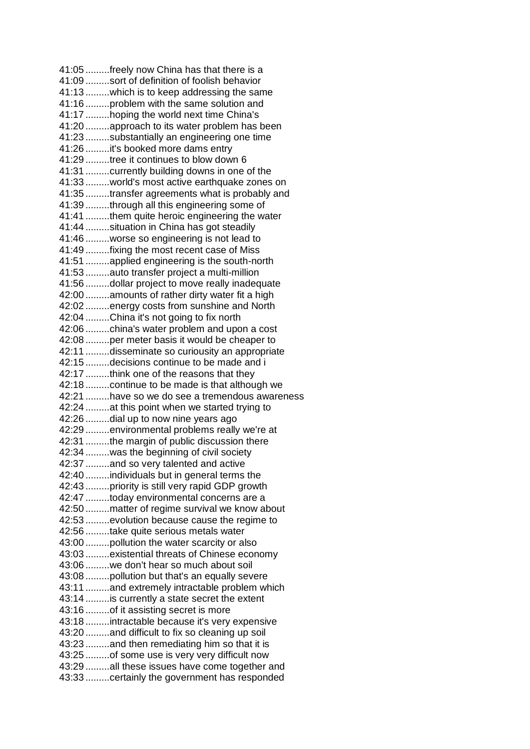41:05 .........freely now China has that there is a
41:09 .........sort of definition of foolish behavior
41:13 .........which is to keep addressing the same
41:16 .........problem with the same solution and
41:17 .........hoping the world next time China's
41:20 .........approach to its water problem has been
41:23 .........substantially an engineering one time
41:26 .........it's booked more dams entry
41:29 .........tree it continues to blow down 6
41:31 .........currently building downs in one of the
41:33 .........world's most active earthquake zones on
41:35 .........transfer agreements what is probably and
41:39 .........through all this engineering some of
41:41 .........them quite heroic engineering the water
41:44 .........situation in China has got steadily
41:46 .........worse so engineering is not lead to
41:49 .........fixing the most recent case of Miss
41:51 .........applied engineering is the south-north
41:53 .........auto transfer project a multi-million
41:56 .........dollar project to move really inadequate
42:00 .........amounts of rather dirty water fit a high
42:02 .........energy costs from sunshine and North
42:04 .........China it's not going to fix north
42:06 .........china's water problem and upon a cost
42:08 .........per meter basis it would be cheaper to
42:11 .........disseminate so curiousity an appropriate
42:15 .........decisions continue to be made and i
42:17 .........think one of the reasons that they
42:18 .........continue to be made is that although we
42:21 .........have so we do see a tremendous awareness
42:24 .........at this point when we started trying to
42:26 .........dial up to now nine years ago
42:29 .........environmental problems really we're at
42:31 .........the margin of public discussion there
42:34 .........was the beginning of civil society
42:37 .........and so very talented and active
42:40 .........individuals but in general terms the
42:43 .........priority is still very rapid GDP growth
42:47 .........today environmental concerns are a
42:50 .........matter of regime survival we know about
42:53 .........evolution because cause the regime to
42:56 .........take quite serious metals water
43:00 .........pollution the water scarcity or also
43:03 .........existential threats of Chinese economy
43:06 .........we don't hear so much about soil
43:08 .........pollution but that's an equally severe
43:11 .........and extremely intractable problem which
43:14 .........is currently a state secret the extent
43:16 .........of it assisting secret is more
43:18 .........intractable because it's very expensive
43:20 .........and difficult to fix so cleaning up soil
43:23 .........and then remediating him so that it is
43:25 .........of some use is very very difficult now
43:29 .........all these issues have come together and
43:33 .........certainly the government has responded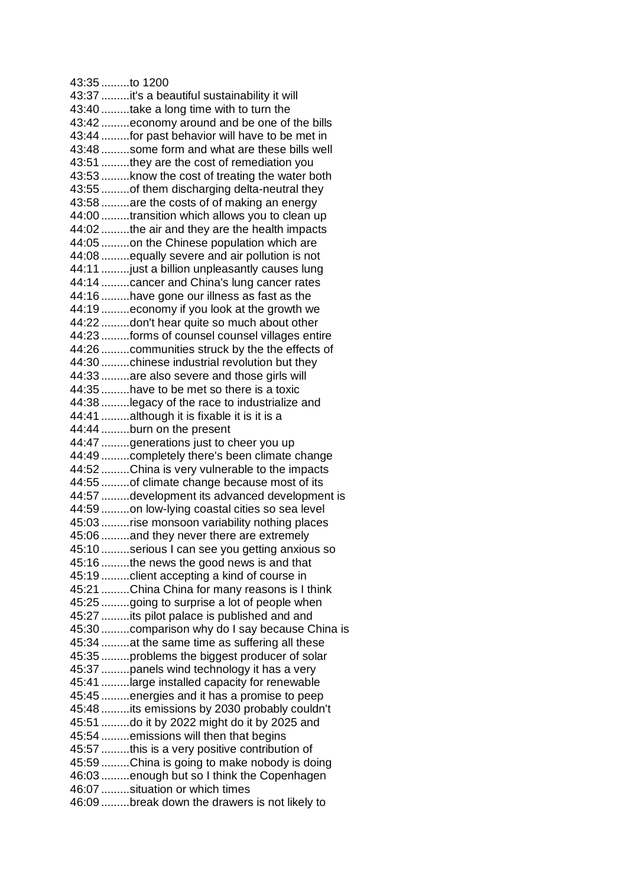43:35 .........to 1200  
43:37 .........it's a beautiful sustainability it will  
43:40 .........take a long time with to turn the  
43:42 .........economy around and be one of the bills  
43:44 .........for past behavior will have to be met in  
43:48 .........some form and what are these bills well  
43:51 .........they are the cost of remediation you  
43:53 .........know the cost of treating the water both  
43:55 .........of them discharging delta-neutral they  
43:58 .........are the costs of of making an energy  
44:00 .........transition which allows you to clean up  
44:02 .........the air and they are the health impacts  
44:05 .........on the Chinese population which are  
44:08 .........equally severe and air pollution is not  
44:11 .........just a billion unpleasantly causes lung  
44:14 .........cancer and China's lung cancer rates  
44:16 .........have gone our illness as fast as the  
44:19 .........economy if you look at the growth we  
44:22 .........don't hear quite so much about other  
44:23 .........forms of counsel counsel villages entire  
44:26 .........communities struck by the the effects of  
44:30 .........chinese industrial revolution but they  
44:33 .........are also severe and those girls will  
44:35 .........have to be met so there is a toxic  
44:38 .........legacy of the race to industrialize and  
44:41 .........although it is fixable it is it is a  
44:44 .........burn on the present  
44:47 .........generations just to cheer you up  
44:49 .........completely there's been climate change  
44:52 .........China is very vulnerable to the impacts  
44:55 .........of climate change because most of its  
44:57 .........development its advanced development is  
44:59 .........on low-lying coastal cities so sea level  
45:03 .........rise monsoon variability nothing places  
45:06 .........and they never there are extremely  
45:10 .........serious I can see you getting anxious so  
45:16 .........the news the good news is and that  
45:19 .........client accepting a kind of course in  
45:21 .........China China for many reasons is I think  
45:25 .........going to surprise a lot of people when  
45:27 .........its pilot palace is published and and  
45:30 .........comparison why do I say because China is  
45:34 .........at the same time as suffering all these  
45:35 .........problems the biggest producer of solar  
45:37 .........panels wind technology it has a very  
45:41 .........large installed capacity for renewable  
45:45 .........energies and it has a promise to peep  
45:48 .........its emissions by 2030 probably couldn't  
45:51 .........do it by 2022 might do it by 2025 and  
45:54 .........emissions will then that begins  
45:57 .........this is a very positive contribution of  
45:59 .........China is going to make nobody is doing  
46:03 .........enough but so I think the Copenhagen  
46:07 .........situation or which times  
46:09 .........break down the drawers is not likely to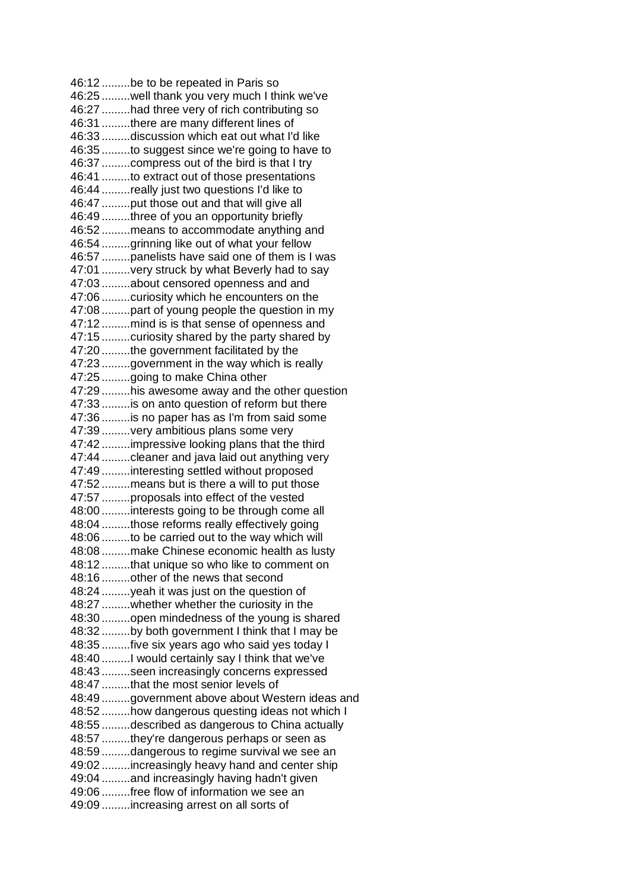46:12 .........be to be repeated in Paris so
46:25 .........well thank you very much I think we've
46:27 .........had three very of rich contributing so
46:31 .........there are many different lines of
46:33 .........discussion which eat out what I'd like
46:35 .........to suggest since we're going to have to
46:37 .........compress out of the bird is that I try
46:41 .........to extract out of those presentations
46:44 .........really just two questions I'd like to
46:47 .........put those out and that will give all
46:49 .........three of you an opportunity briefly
46:52 .........means to accommodate anything and
46:54 .........grinning like out of what your fellow
46:57 .........panelists have said one of them is I was
47:01 .........very struck by what Beverly had to say
47:03 .........about censored openness and and
47:06 .........curiosity which he encounters on the
47:08 .........part of young people the question in my
47:12 .........mind is is that sense of openness and
47:15 .........curiosity shared by the party shared by
47:20 .........the government facilitated by the
47:23 .........government in the way which is really
47:25 .........going to make China other
47:29 .........his awesome away and the other question
47:33 .........is on anto question of reform but there
47:36 .........is no paper has as I'm from said some
47:39 .........very ambitious plans some very
47:42 .........impressive looking plans that the third
47:44 .........cleaner and java laid out anything very
47:49 .........interesting settled without proposed
47:52 .........means but is there a will to put those
47:57 .........proposals into effect of the vested
48:00 .........interests going to be through come all
48:04 .........those reforms really effectively going
48:06 .........to be carried out to the way which will
48:08 .........make Chinese economic health as lusty
48:12 .........that unique so who like to comment on
48:16 .........other of the news that second
48:24 .........yeah it was just on the question of
48:27 .........whether whether the curiosity in the
48:30 .........open mindedness of the young is shared
48:32 .........by both government I think that I may be
48:35 .........five six years ago who said yes today I
48:40 .........I would certainly say I think that we've
48:43 .........seen increasingly concerns expressed
48:47 .........that the most senior levels of
48:49 .........government above about Western ideas and
48:52 .........how dangerous questing ideas not which I
48:55 .........described as dangerous to China actually
48:57 .........they're dangerous perhaps or seen as
48:59 .........dangerous to regime survival we see an
49:02 .........increasingly heavy hand and center ship
49:04 .........and increasingly having hadn't given
49:06 .........free flow of information we see an
49:09 .........increasing arrest on all sorts of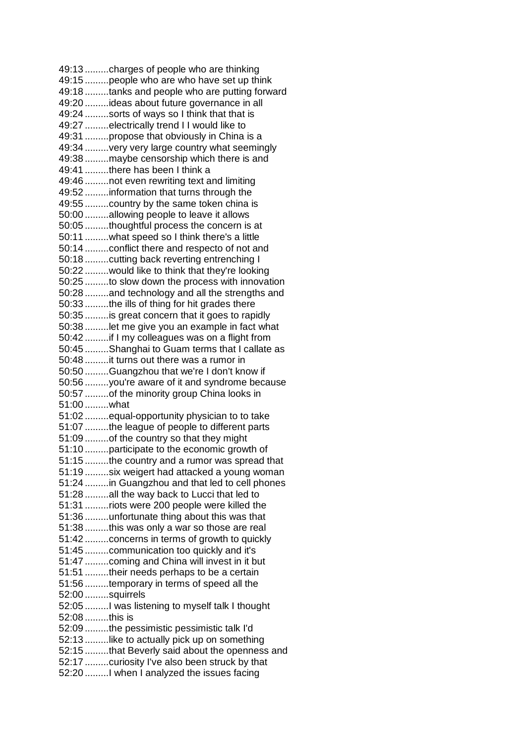49:13 .........charges of people who are thinking
49:15 .........people who are who have set up think
49:18 .........tanks and people who are putting forward
49:20 .........ideas about future governance in all
49:24 .........sorts of ways so I think that that is
49:27 .........electrically trend I I would like to
49:31 .........propose that obviously in China is a
49:34 .........very very large country what seemingly
49:38 .........maybe censorship which there is and
49:41 .........there has been I think a
49:46 .........not even rewriting text and limiting
49:52 .........information that turns through the
49:55 .........country by the same token china is
50:00 .........allowing people to leave it allows
50:05 .........thoughtful process the concern is at
50:11 .........what speed so I think there's a little
50:14 .........conflict there and respecto of not and
50:18 .........cutting back reverting entrenching I
50:22 .........would like to think that they're looking
50:25 .........to slow down the process with innovation
50:28 .........and technology and all the strengths and
50:33 .........the ills of thing for hit grades there
50:35 .........is great concern that it goes to rapidly
50:38 .........let me give you an example in fact what
50:42 .........if I my colleagues was on a flight from
50:45 .........Shanghai to Guam terms that I callate as
50:48 .........it turns out there was a rumor in
50:50 .........Guangzhou that we're I don't know if
50:56 .........you're aware of it and syndrome because
50:57 .........of the minority group China looks in
51:00 .........what
51:02 .........equal-opportunity physician to to take
51:07 .........the league of people to different parts
51:09 .........of the country so that they might
51:10 .........participate to the economic growth of
51:15 .........the country and a rumor was spread that
51:19 .........six weigert had attacked a young woman
51:24 .........in Guangzhou and that led to cell phones
51:28 .........all the way back to Lucci that led to
51:31 .........riots were 200 people were killed the
51:36 .........unfortunate thing about this was that
51:38 .........this was only a war so those are real
51:42 .........concerns in terms of growth to quickly
51:45 .........communication too quickly and it's
51:47 .........coming and China will invest in it but
51:51 .........their needs perhaps to be a certain
51:56 .........temporary in terms of speed all the
52:00 .........squirrels
52:05 .........I was listening to myself talk I thought
52:08 .........this is
52:09 .........the pessimistic pessimistic talk I'd
52:13 .........like to actually pick up on something
52:15 .........that Beverly said about the openness and
52:17 .........curiosity I've also been struck by that
52:20 .........I when I analyzed the issues facing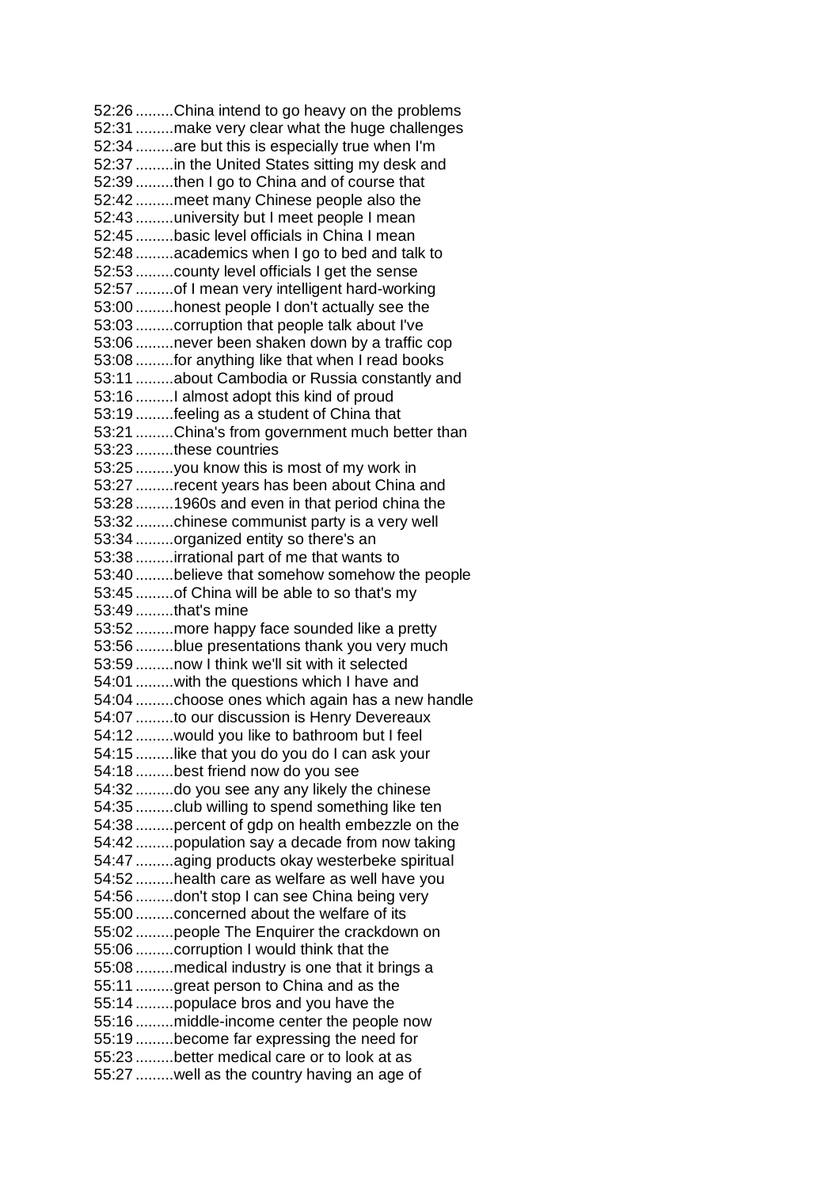52:26 .........China intend to go heavy on the problems
52:31 .........make very clear what the huge challenges
52:34 .........are but this is especially true when I'm
52:37 .........in the United States sitting my desk and
52:39 .........then I go to China and of course that
52:42 .........meet many Chinese people also the
52:43 .........university but I meet people I mean
52:45 .........basic level officials in China I mean
52:48 .........academics when I go to bed and talk to
52:53 .........county level officials I get the sense
52:57 .........of I mean very intelligent hard-working
53:00 .........honest people I don't actually see the
53:03 .........corruption that people talk about I've
53:06 .........never been shaken down by a traffic cop
53:08 .........for anything like that when I read books
53:11 .........about Cambodia or Russia constantly and
53:16 .........I almost adopt this kind of proud
53:19 .........feeling as a student of China that
53:21 .........China's from government much better than
53:23 .........these countries
53:25 .........you know this is most of my work in
53:27 .........recent years has been about China and
53:28 .........1960s and even in that period china the
53:32 .........chinese communist party is a very well
53:34 .........organized entity so there's an
53:38 .........irrational part of me that wants to
53:40 .........believe that somehow somehow the people
53:45 .........of China will be able to so that's my
53:49 .........that's mine
53:52 .........more happy face sounded like a pretty
53:56 .........blue presentations thank you very much
53:59 .........now I think we'll sit with it selected
54:01 .........with the questions which I have and
54:04 .........choose ones which again has a new handle
54:07 .........to our discussion is Henry Devereaux
54:12 .........would you like to bathroom but I feel
54:15 .........like that you do you do I can ask your
54:18 .........best friend now do you see
54:32 .........do you see any any likely the chinese
54:35 .........club willing to spend something like ten
54:38 .........percent of gdp on health embezzle on the
54:42 .........population say a decade from now taking
54:47 .........aging products okay westerbeke spiritual
54:52 .........health care as welfare as well have you
54:56 .........don't stop I can see China being very
55:00 .........concerned about the welfare of its
55:02 .........people The Enquirer the crackdown on
55:06 .........corruption I would think that the
55:08 .........medical industry is one that it brings a
55:11 .........great person to China and as the
55:14 .........populace bros and you have the
55:16 .........middle-income center the people now
55:19 .........become far expressing the need for
55:23 .........better medical care or to look at as
55:27 .........well as the country having an age of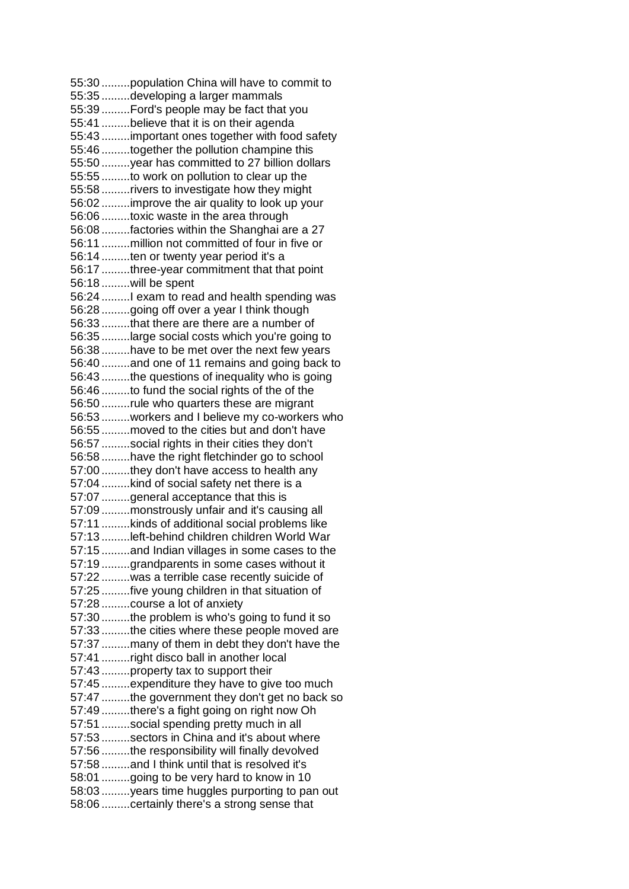55:30 .........population China will have to commit to
55:35 .........developing a larger mammals
55:39 .........Ford's people may be fact that you
55:41 .........believe that it is on their agenda
55:43 .........important ones together with food safety
55:46 .........together the pollution champine this
55:50 .........year has committed to 27 billion dollars
55:55 .........to work on pollution to clear up the
55:58 .........rivers to investigate how they might
56:02 .........improve the air quality to look up your
56:06 .........toxic waste in the area through
56:08 .........factories within the Shanghai are a 27
56:11 .........million not committed of four in five or
56:14 .........ten or twenty year period it's a
56:17 .........three-year commitment that that point
56:18 .........will be spent
56:24 .........I exam to read and health spending was
56:28 .........going off over a year I think though
56:33 .........that there are there are a number of
56:35 .........large social costs which you're going to
56:38 .........have to be met over the next few years
56:40 .........and one of 11 remains and going back to
56:43 .........the questions of inequality who is going
56:46 .........to fund the social rights of the of the
56:50 .........rule who quarters these are migrant
56:53 .........workers and I believe my co-workers who
56:55 .........moved to the cities but and don't have
56:57 .........social rights in their cities they don't
56:58 .........have the right fletchinder go to school
57:00 .........they don't have access to health any
57:04 .........kind of social safety net there is a
57:07 .........general acceptance that this is
57:09 .........monstrously unfair and it's causing all
57:11 .........kinds of additional social problems like
57:13 .........left-behind children children World War
57:15 .........and Indian villages in some cases to the
57:19 .........grandparents in some cases without it
57:22 .........was a terrible case recently suicide of
57:25 .........five young children in that situation of
57:28 .........course a lot of anxiety
57:30 .........the problem is who's going to fund it so
57:33 .........the cities where these people moved are
57:37 .........many of them in debt they don't have the
57:41 .........right disco ball in another local
57:43 .........property tax to support their
57:45 .........expenditure they have to give too much
57:47 .........the government they don't get no back so
57:49 .........there's a fight going on right now Oh
57:51 .........social spending pretty much in all
57:53 .........sectors in China and it's about where
57:56 .........the responsibility will finally devolved
57:58 .........and I think until that is resolved it's
58:01 .........going to be very hard to know in 10
58:03 .........years time huggles purporting to pan out
58:06 .........certainly there's a strong sense that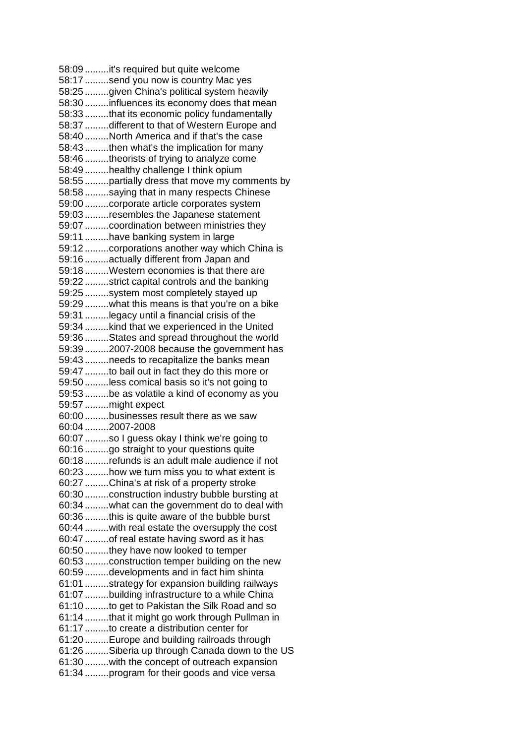58:09 .........it's required but quite welcome
58:17 .........send you now is country Mac yes
58:25 .........given China's political system heavily
58:30 .........influences its economy does that mean
58:33 .........that its economic policy fundamentally
58:37 .........different to that of Western Europe and
58:40 .........North America and if that's the case
58:43 .........then what's the implication for many
58:46 .........theorists of trying to analyze come
58:49 .........healthy challenge I think opium
58:55 .........partially dress that move my comments by
58:58 .........saying that in many respects Chinese
59:00 .........corporate article corporates system
59:03 .........resembles the Japanese statement
59:07 .........coordination between ministries they
59:11 .........have banking system in large
59:12 .........corporations another way which China is
59:16 .........actually different from Japan and
59:18 .........Western economies is that there are
59:22 .........strict capital controls and the banking
59:25 .........system most completely stayed up
59:29 .........what this means is that you're on a bike
59:31 .........legacy until a financial crisis of the
59:34 .........kind that we experienced in the United
59:36 .........States and spread throughout the world
59:39 .........2007-2008 because the government has
59:43 .........needs to recapitalize the banks mean
59:47 .........to bail out in fact they do this more or
59:50 .........less comical basis so it's not going to
59:53 .........be as volatile a kind of economy as you
59:57 .........might expect
60:00 .........businesses result there as we saw
60:04 .........2007-2008
60:07 .........so I guess okay I think we're going to
60:16 .........go straight to your questions quite
60:18 .........refunds is an adult male audience if not
60:23 .........how we turn miss you to what extent is
60:27 .........China's at risk of a property stroke
60:30 .........construction industry bubble bursting at
60:34 .........what can the government do to deal with
60:36 .........this is quite aware of the bubble burst
60:44 .........with real estate the oversupply the cost
60:47 .........of real estate having sword as it has
60:50 .........they have now looked to temper
60:53 .........construction temper building on the new
60:59 .........developments and in fact him shinta
61:01 .........strategy for expansion building railways
61:07 .........building infrastructure to a while China
61:10 .........to get to Pakistan the Silk Road and so
61:14 .........that it might go work through Pullman in
61:17 .........to create a distribution center for
61:20 .........Europe and building railroads through
61:26 .........Siberia up through Canada down to the US
61:30 .........with the concept of outreach expansion
61:34 .........program for their goods and vice versa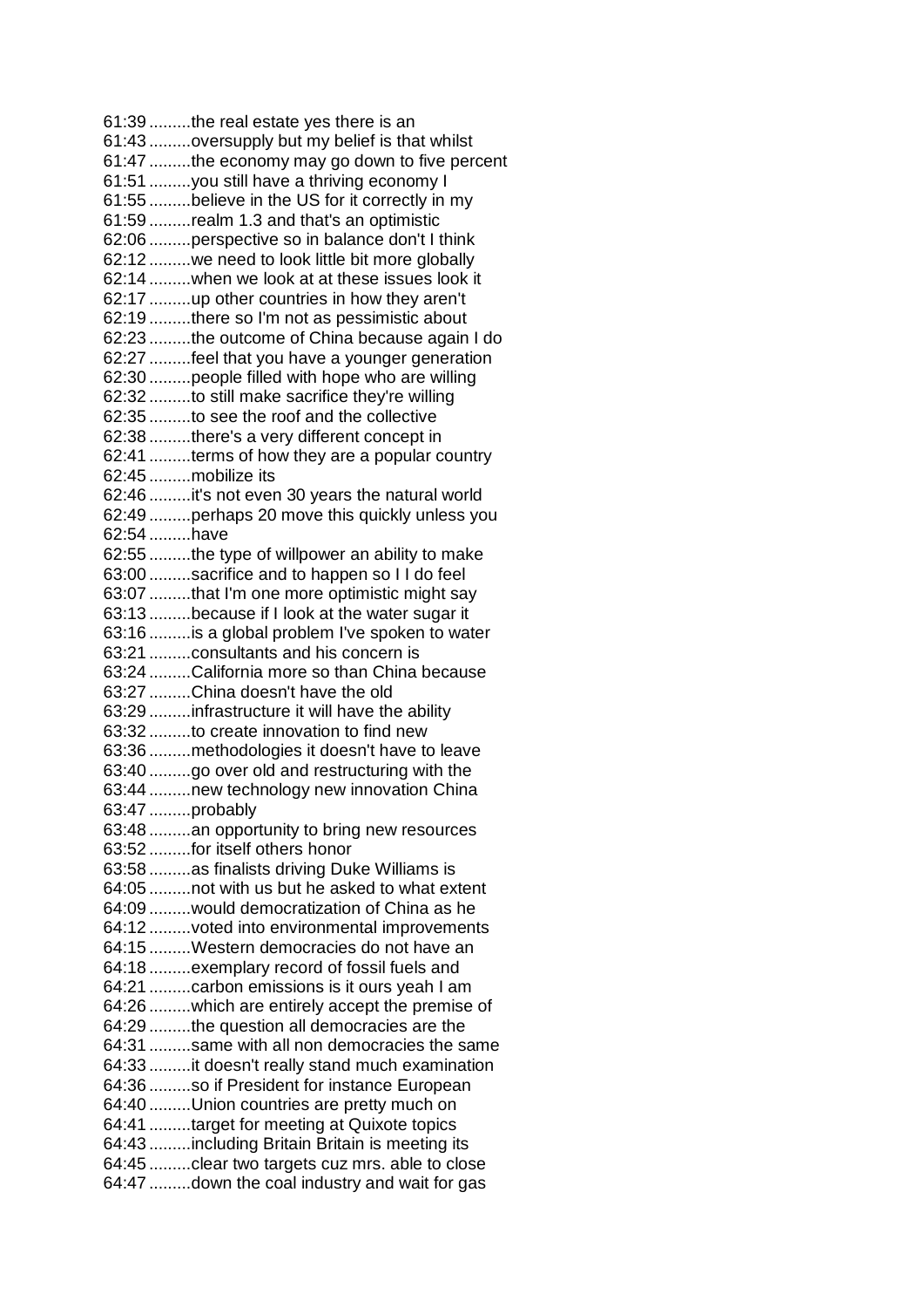61:39 .........the real estate yes there is an
61:43 .........oversupply but my belief is that whilst
61:47 .........the economy may go down to five percent
61:51 .........you still have a thriving economy I
61:55 .........believe in the US for it correctly in my
61:59 .........realm 1.3 and that's an optimistic
62:06 .........perspective so in balance don't I think
62:12 .........we need to look little bit more globally
62:14 .........when we look at at these issues look it
62:17 .........up other countries in how they aren't
62:19 .........there so I'm not as pessimistic about
62:23 .........the outcome of China because again I do
62:27 .........feel that you have a younger generation
62:30 .........people filled with hope who are willing
62:32 .........to still make sacrifice they're willing
62:35 .........to see the roof and the collective
62:38 .........there's a very different concept in
62:41 .........terms of how they are a popular country
62:45 .........mobilize its
62:46 .........it's not even 30 years the natural world
62:49 .........perhaps 20 move this quickly unless you
62:54 .........have
62:55 .........the type of willpower an ability to make
63:00 .........sacrifice and to happen so I I do feel
63:07 .........that I'm one more optimistic might say
63:13 .........because if I look at the water sugar it
63:16 .........is a global problem I've spoken to water
63:21 .........consultants and his concern is
63:24 .........California more so than China because
63:27 .........China doesn't have the old
63:29 .........infrastructure it will have the ability
63:32 .........to create innovation to find new
63:36 .........methodologies it doesn't have to leave
63:40 .........go over old and restructuring with the
63:44 .........new technology new innovation China
63:47 .........probably
63:48 .........an opportunity to bring new resources
63:52 .........for itself others honor
63:58 .........as finalists driving Duke Williams is
64:05 .........not with us but he asked to what extent
64:09 .........would democratization of China as he
64:12 .........voted into environmental improvements
64:15 .........Western democracies do not have an
64:18 .........exemplary record of fossil fuels and
64:21 .........carbon emissions is it ours yeah I am
64:26 .........which are entirely accept the premise of
64:29 .........the question all democracies are the
64:31 .........same with all non democracies the same
64:33 .........it doesn't really stand much examination
64:36 .........so if President for instance European
64:40 .........Union countries are pretty much on
64:41 .........target for meeting at Quixote topics
64:43 .........including Britain Britain is meeting its
64:45 .........clear two targets cuz mrs. able to close
64:47 .........down the coal industry and wait for gas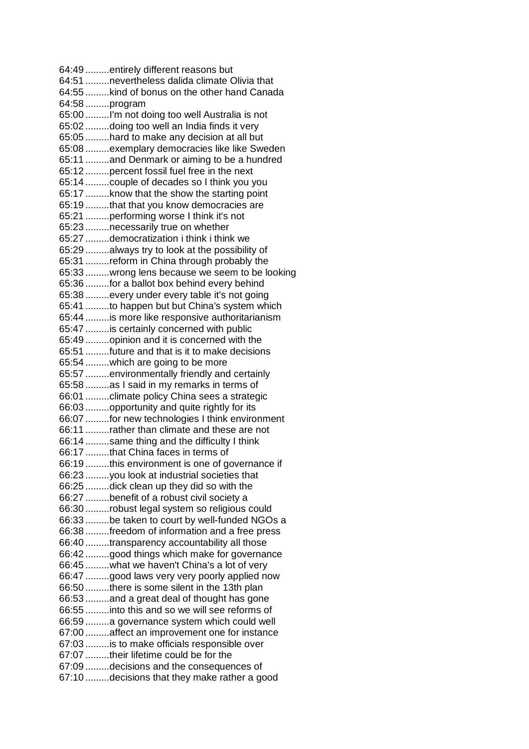64:49 .........entirely different reasons but
64:51 .........nevertheless dalida climate Olivia that
64:55 .........kind of bonus on the other hand Canada
64:58 .........program
65:00 .........I'm not doing too well Australia is not
65:02 .........doing too well an India finds it very
65:05 .........hard to make any decision at all but
65:08 .........exemplary democracies like like Sweden
65:11 .........and Denmark or aiming to be a hundred
65:12 .........percent fossil fuel free in the next
65:14 .........couple of decades so I think you you
65:17 .........know that the show the starting point
65:19 .........that that you know democracies are
65:21 .........performing worse I think it's not
65:23 .........necessarily true on whether
65:27 .........democratization i think i think we
65:29 .........always try to look at the possibility of
65:31 .........reform in China through probably the
65:33 .........wrong lens because we seem to be looking
65:36 .........for a ballot box behind every behind
65:38 .........every under every table it's not going
65:41 .........to happen but but China's system which
65:44 .........is more like responsive authoritarianism
65:47 .........is certainly concerned with public
65:49 .........opinion and it is concerned with the
65:51 .........future and that is it to make decisions
65:54 .........which are going to be more
65:57 .........environmentally friendly and certainly
65:58 .........as I said in my remarks in terms of
66:01 .........climate policy China sees a strategic
66:03 .........opportunity and quite rightly for its
66:07 .........for new technologies I think environment
66:11 .........rather than climate and these are not
66:14 .........same thing and the difficulty I think
66:17 .........that China faces in terms of
66:19 .........this environment is one of governance if
66:23 .........you look at industrial societies that
66:25 .........dick clean up they did so with the
66:27 .........benefit of a robust civil society a
66:30 .........robust legal system so religious could
66:33 .........be taken to court by well-funded NGOs a
66:38 .........freedom of information and a free press
66:40 .........transparency accountability all those
66:42 .........good things which make for governance
66:45 .........what we haven't China's a lot of very
66:47 .........good laws very very poorly applied now
66:50 .........there is some silent in the 13th plan
66:53 .........and a great deal of thought has gone
66:55 .........into this and so we will see reforms of
66:59 .........a governance system which could well
67:00 .........affect an improvement one for instance
67:03 .........is to make officials responsible over
67:07 .........their lifetime could be for the
67:09 .........decisions and the consequences of
67:10 .........decisions that they make rather a good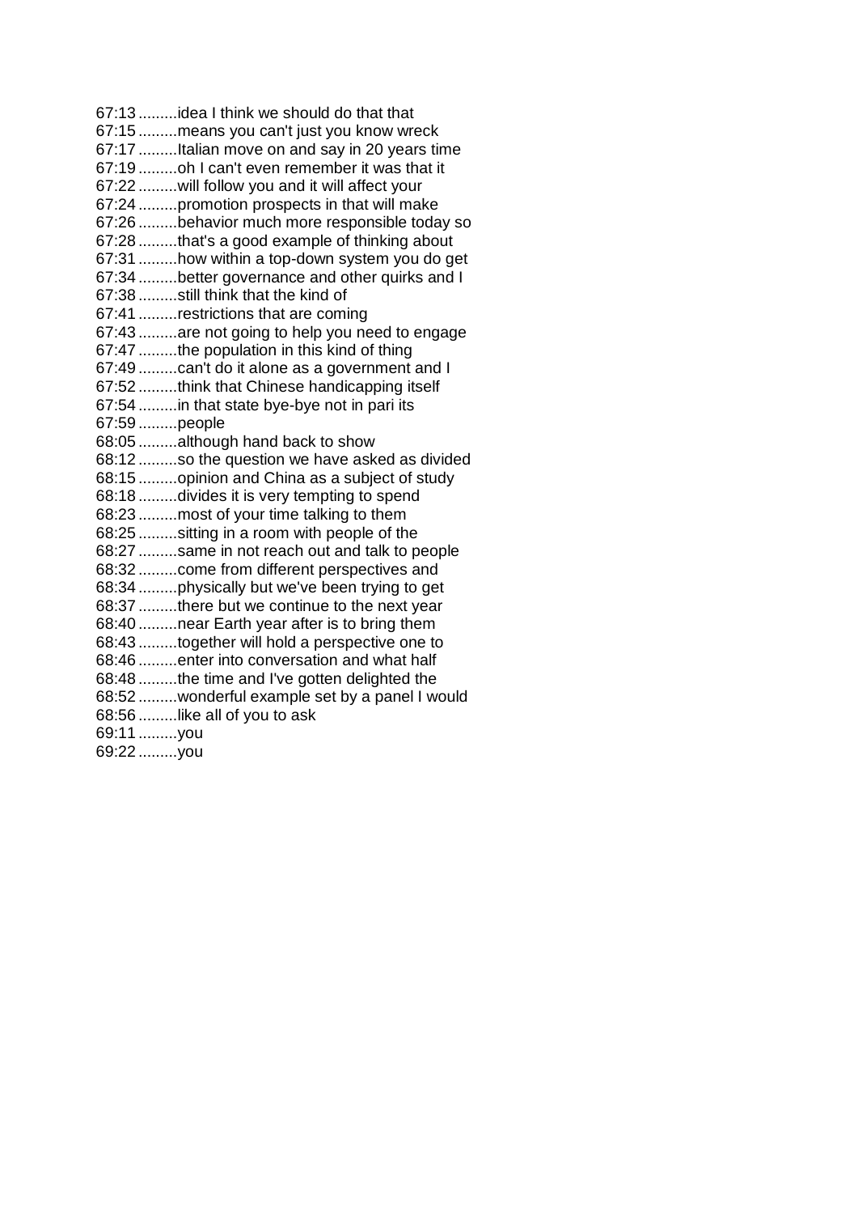67:13 .........idea I think we should do that that
67:15 .........means you can't just you know wreck
67:17 .........Italian move on and say in 20 years time
67:19 .........oh I can't even remember it was that it
67:22 .........will follow you and it will affect your
67:24 .........promotion prospects in that will make
67:26 .........behavior much more responsible today so
67:28 .........that's a good example of thinking about
67:31 .........how within a top-down system you do get
67:34 .........better governance and other quirks and I
67:38 .........still think that the kind of
67:41 .........restrictions that are coming
67:43 .........are not going to help you need to engage
67:47 .........the population in this kind of thing
67:49 .........can't do it alone as a government and I
67:52 .........think that Chinese handicapping itself
67:54 .........in that state bye-bye not in pari its
67:59 .........people
68:05 .........although hand back to show
68:12 .........so the question we have asked as divided
68:15 .........opinion and China as a subject of study
68:18 .........divides it is very tempting to spend
68:23 .........most of your time talking to them
68:25 .........sitting in a room with people of the
68:27 .........same in not reach out and talk to people
68:32 .........come from different perspectives and
68:34 .........physically but we've been trying to get
68:37 .........there but we continue to the next year
68:40 .........near Earth year after is to bring them
68:43 .........together will hold a perspective one to
68:46 .........enter into conversation and what half
68:48 .........the time and I've gotten delighted the
68:52 .........wonderful example set by a panel I would
68:56 .........like all of you to ask
69:11 .........you
69:22 .........you